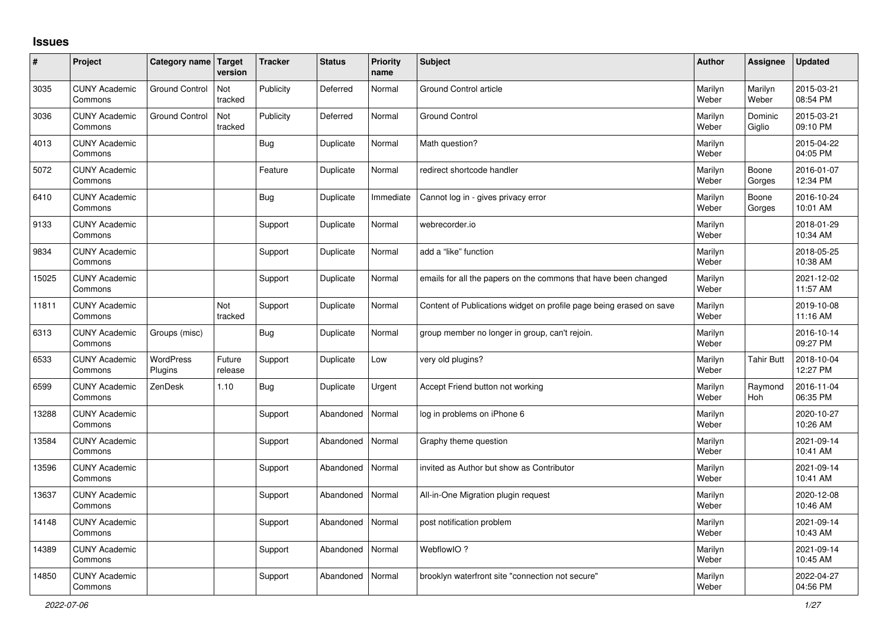# Issues

| # | Project | Category name | Target version | Tracker | Status | Priority name | Subject | Author | Assignee | Updated |
|---|---|---|---|---|---|---|---|---|---|---|
| 3035 | CUNY Academic Commons | Ground Control | Not tracked | Publicity | Deferred | Normal | Ground Control article | Marilyn Weber | Marilyn Weber | 2015-03-21 08:54 PM |
| 3036 | CUNY Academic Commons | Ground Control | Not tracked | Publicity | Deferred | Normal | Ground Control | Marilyn Weber | Dominic Giglio | 2015-03-21 09:10 PM |
| 4013 | CUNY Academic Commons | | | Bug | Duplicate | Normal | Math question? | Marilyn Weber | | 2015-04-22 04:05 PM |
| 5072 | CUNY Academic Commons | | | Feature | Duplicate | Normal | redirect shortcode handler | Marilyn Weber | Boone Gorges | 2016-01-07 12:34 PM |
| 6410 | CUNY Academic Commons | | | Bug | Duplicate | Immediate | Cannot log in - gives privacy error | Marilyn Weber | Boone Gorges | 2016-10-24 10:01 AM |
| 9133 | CUNY Academic Commons | | | Support | Duplicate | Normal | webrecorder.io | Marilyn Weber | | 2018-01-29 10:34 AM |
| 9834 | CUNY Academic Commons | | | Support | Duplicate | Normal | add a "like" function | Marilyn Weber | | 2018-05-25 10:38 AM |
| 15025 | CUNY Academic Commons | | | Support | Duplicate | Normal | emails for all the papers on the commons that have been changed | Marilyn Weber | | 2021-12-02 11:57 AM |
| 11811 | CUNY Academic Commons | | Not tracked | Support | Duplicate | Normal | Content of Publications widget on profile page being erased on save | Marilyn Weber | | 2019-10-08 11:16 AM |
| 6313 | CUNY Academic Commons | Groups (misc) | | Bug | Duplicate | Normal | group member no longer in group, can't rejoin. | Marilyn Weber | | 2016-10-14 09:27 PM |
| 6533 | CUNY Academic Commons | WordPress Plugins | Future release | Support | Duplicate | Low | very old plugins? | Marilyn Weber | Tahir Butt | 2018-10-04 12:27 PM |
| 6599 | CUNY Academic Commons | ZenDesk | 1.10 | Bug | Duplicate | Urgent | Accept Friend button not working | Marilyn Weber | Raymond Hoh | 2016-11-04 06:35 PM |
| 13288 | CUNY Academic Commons | | | Support | Abandoned | Normal | log in problems on iPhone 6 | Marilyn Weber | | 2020-10-27 10:26 AM |
| 13584 | CUNY Academic Commons | | | Support | Abandoned | Normal | Graphy theme question | Marilyn Weber | | 2021-09-14 10:41 AM |
| 13596 | CUNY Academic Commons | | | Support | Abandoned | Normal | invited as Author but show as Contributor | Marilyn Weber | | 2021-09-14 10:41 AM |
| 13637 | CUNY Academic Commons | | | Support | Abandoned | Normal | All-in-One Migration plugin request | Marilyn Weber | | 2020-12-08 10:46 AM |
| 14148 | CUNY Academic Commons | | | Support | Abandoned | Normal | post notification problem | Marilyn Weber | | 2021-09-14 10:43 AM |
| 14389 | CUNY Academic Commons | | | Support | Abandoned | Normal | WebflowIO ? | Marilyn Weber | | 2021-09-14 10:45 AM |
| 14850 | CUNY Academic Commons | | | Support | Abandoned | Normal | brooklyn waterfront site "connection not secure" | Marilyn Weber | | 2022-04-27 04:56 PM |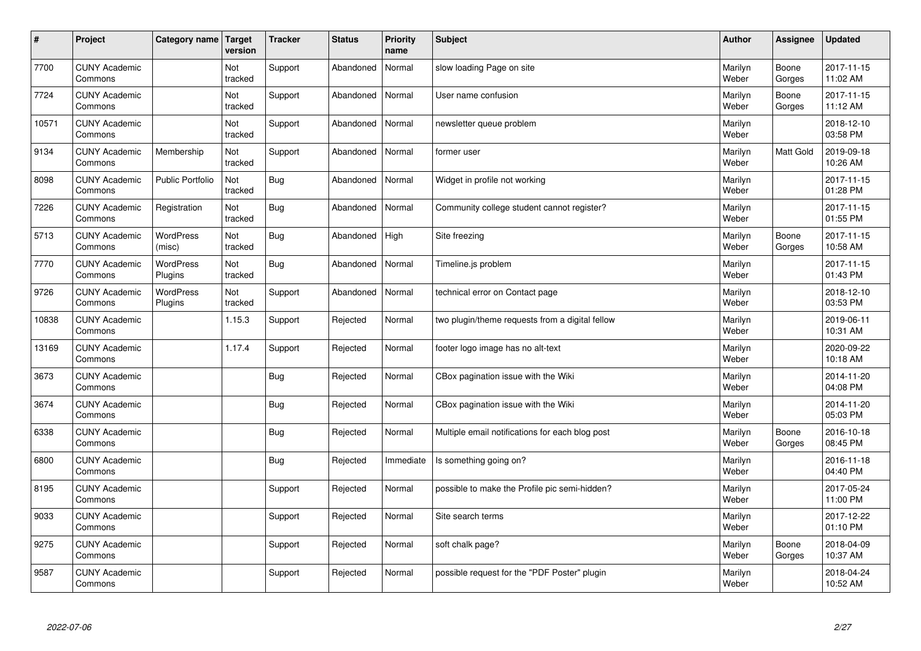| # | Project | Category name | Target version | Tracker | Status | Priority name | Subject | Author | Assignee | Updated |
|---|---|---|---|---|---|---|---|---|---|---|
| 7700 | CUNY Academic Commons | | Not tracked | Support | Abandoned | Normal | slow loading Page on site | Marilyn Weber | Boone Gorges | 2017-11-15 11:02 AM |
| 7724 | CUNY Academic Commons | | Not tracked | Support | Abandoned | Normal | User name confusion | Marilyn Weber | Boone Gorges | 2017-11-15 11:12 AM |
| 10571 | CUNY Academic Commons | | Not tracked | Support | Abandoned | Normal | newsletter queue problem | Marilyn Weber | | 2018-12-10 03:58 PM |
| 9134 | CUNY Academic Commons | Membership | Not tracked | Support | Abandoned | Normal | former user | Marilyn Weber | Matt Gold | 2019-09-18 10:26 AM |
| 8098 | CUNY Academic Commons | Public Portfolio | Not tracked | Bug | Abandoned | Normal | Widget in profile not working | Marilyn Weber | | 2017-11-15 01:28 PM |
| 7226 | CUNY Academic Commons | Registration | Not tracked | Bug | Abandoned | Normal | Community college student cannot register? | Marilyn Weber | | 2017-11-15 01:55 PM |
| 5713 | CUNY Academic Commons | WordPress (misc) | Not tracked | Bug | Abandoned | High | Site freezing | Marilyn Weber | Boone Gorges | 2017-11-15 10:58 AM |
| 7770 | CUNY Academic Commons | WordPress Plugins | Not tracked | Bug | Abandoned | Normal | Timeline.js problem | Marilyn Weber | | 2017-11-15 01:43 PM |
| 9726 | CUNY Academic Commons | WordPress Plugins | Not tracked | Support | Abandoned | Normal | technical error on Contact page | Marilyn Weber | | 2018-12-10 03:53 PM |
| 10838 | CUNY Academic Commons | | 1.15.3 | Support | Rejected | Normal | two plugin/theme requests from a digital fellow | Marilyn Weber | | 2019-06-11 10:31 AM |
| 13169 | CUNY Academic Commons | | 1.17.4 | Support | Rejected | Normal | footer logo image has no alt-text | Marilyn Weber | | 2020-09-22 10:18 AM |
| 3673 | CUNY Academic Commons | | | Bug | Rejected | Normal | CBox pagination issue with the Wiki | Marilyn Weber | | 2014-11-20 04:08 PM |
| 3674 | CUNY Academic Commons | | | Bug | Rejected | Normal | CBox pagination issue with the Wiki | Marilyn Weber | | 2014-11-20 05:03 PM |
| 6338 | CUNY Academic Commons | | | Bug | Rejected | Normal | Multiple email notifications for each blog post | Marilyn Weber | Boone Gorges | 2016-10-18 08:45 PM |
| 6800 | CUNY Academic Commons | | | Bug | Rejected | Immediate | Is something going on? | Marilyn Weber | | 2016-11-18 04:40 PM |
| 8195 | CUNY Academic Commons | | | Support | Rejected | Normal | possible to make the Profile pic semi-hidden? | Marilyn Weber | | 2017-05-24 11:00 PM |
| 9033 | CUNY Academic Commons | | | Support | Rejected | Normal | Site search terms | Marilyn Weber | | 2017-12-22 01:10 PM |
| 9275 | CUNY Academic Commons | | | Support | Rejected | Normal | soft chalk page? | Marilyn Weber | Boone Gorges | 2018-04-09 10:37 AM |
| 9587 | CUNY Academic Commons | | | Support | Rejected | Normal | possible request for the "PDF Poster" plugin | Marilyn Weber | | 2018-04-24 10:52 AM |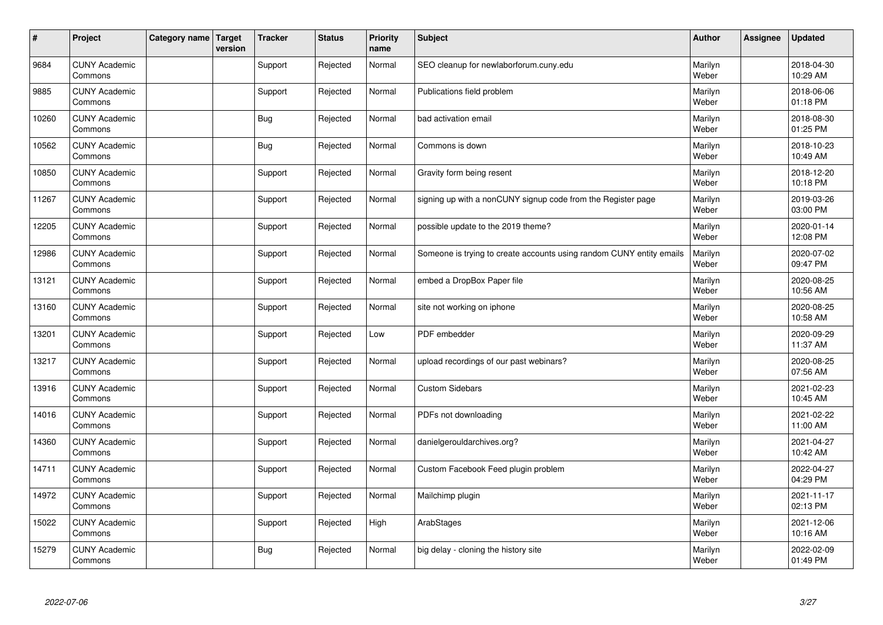| # | Project | Category name | Target version | Tracker | Status | Priority name | Subject | Author | Assignee | Updated |
|---|---|---|---|---|---|---|---|---|---|---|
| 9684 | CUNY Academic Commons | | | Support | Rejected | Normal | SEO cleanup for newlaborforum.cuny.edu | Marilyn Weber | | 2018-04-30 10:29 AM |
| 9885 | CUNY Academic Commons | | | Support | Rejected | Normal | Publications field problem | Marilyn Weber | | 2018-06-06 01:18 PM |
| 10260 | CUNY Academic Commons | | | Bug | Rejected | Normal | bad activation email | Marilyn Weber | | 2018-08-30 01:25 PM |
| 10562 | CUNY Academic Commons | | | Bug | Rejected | Normal | Commons is down | Marilyn Weber | | 2018-10-23 10:49 AM |
| 10850 | CUNY Academic Commons | | | Support | Rejected | Normal | Gravity form being resent | Marilyn Weber | | 2018-12-20 10:18 PM |
| 11267 | CUNY Academic Commons | | | Support | Rejected | Normal | signing up with a nonCUNY signup code from the Register page | Marilyn Weber | | 2019-03-26 03:00 PM |
| 12205 | CUNY Academic Commons | | | Support | Rejected | Normal | possible update to the 2019 theme? | Marilyn Weber | | 2020-01-14 12:08 PM |
| 12986 | CUNY Academic Commons | | | Support | Rejected | Normal | Someone is trying to create accounts using random CUNY entity emails | Marilyn Weber | | 2020-07-02 09:47 PM |
| 13121 | CUNY Academic Commons | | | Support | Rejected | Normal | embed a DropBox Paper file | Marilyn Weber | | 2020-08-25 10:56 AM |
| 13160 | CUNY Academic Commons | | | Support | Rejected | Normal | site not working on iphone | Marilyn Weber | | 2020-08-25 10:58 AM |
| 13201 | CUNY Academic Commons | | | Support | Rejected | Low | PDF embedder | Marilyn Weber | | 2020-09-29 11:37 AM |
| 13217 | CUNY Academic Commons | | | Support | Rejected | Normal | upload recordings of our past webinars? | Marilyn Weber | | 2020-08-25 07:56 AM |
| 13916 | CUNY Academic Commons | | | Support | Rejected | Normal | Custom Sidebars | Marilyn Weber | | 2021-02-23 10:45 AM |
| 14016 | CUNY Academic Commons | | | Support | Rejected | Normal | PDFs not downloading | Marilyn Weber | | 2021-02-22 11:00 AM |
| 14360 | CUNY Academic Commons | | | Support | Rejected | Normal | danielgerouldarchives.org? | Marilyn Weber | | 2021-04-27 10:42 AM |
| 14711 | CUNY Academic Commons | | | Support | Rejected | Normal | Custom Facebook Feed plugin problem | Marilyn Weber | | 2022-04-27 04:29 PM |
| 14972 | CUNY Academic Commons | | | Support | Rejected | Normal | Mailchimp plugin | Marilyn Weber | | 2021-11-17 02:13 PM |
| 15022 | CUNY Academic Commons | | | Support | Rejected | High | ArabStages | Marilyn Weber | | 2021-12-06 10:16 AM |
| 15279 | CUNY Academic Commons | | | Bug | Rejected | Normal | big delay - cloning the history site | Marilyn Weber | | 2022-02-09 01:49 PM |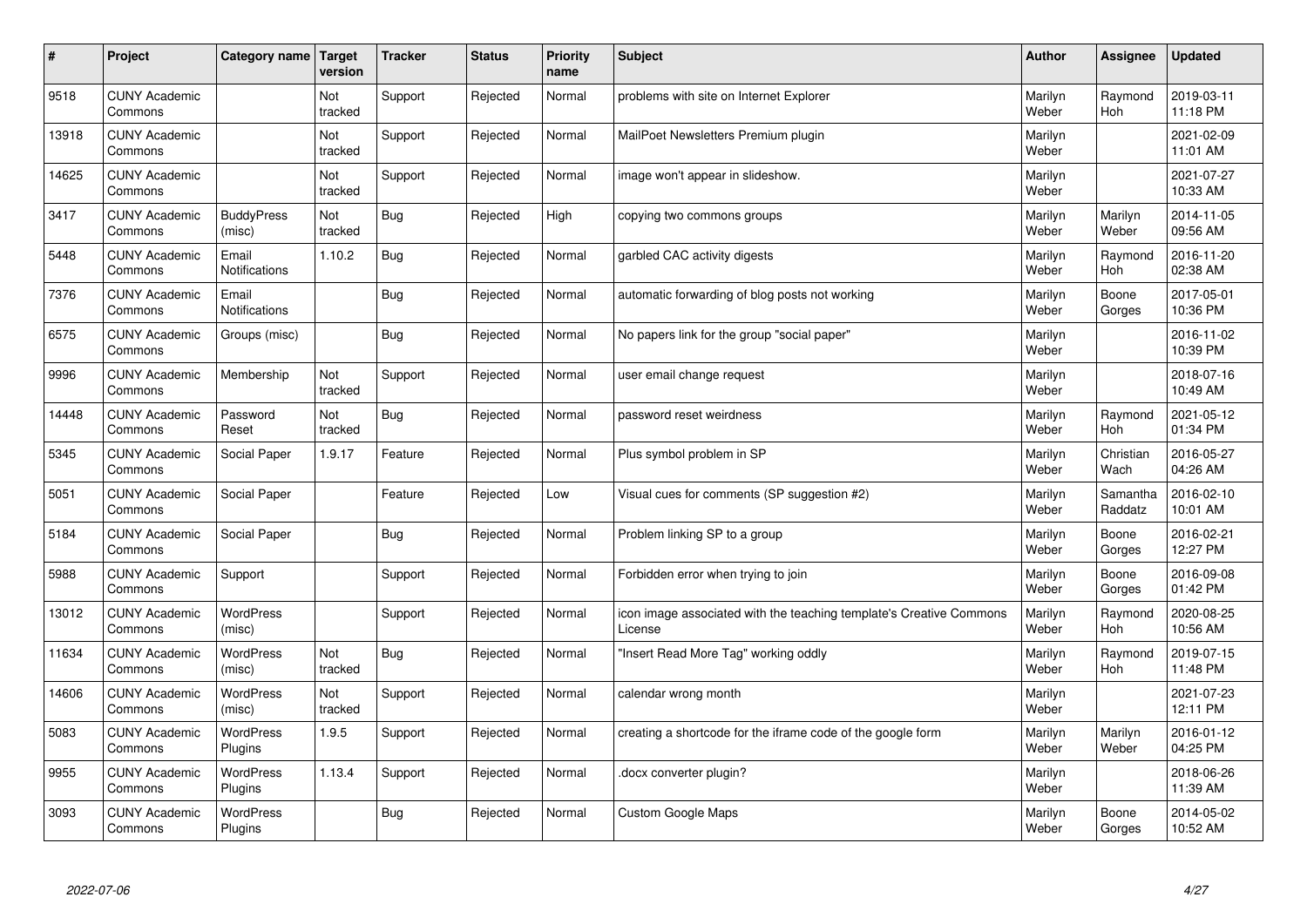| # | Project | Category name | Target version | Tracker | Status | Priority name | Subject | Author | Assignee | Updated |
|---|---|---|---|---|---|---|---|---|---|---|
| 9518 | CUNY Academic Commons | | Not tracked | Support | Rejected | Normal | problems with site on Internet Explorer | Marilyn Weber | Raymond Hoh | 2019-03-11 11:18 PM |
| 13918 | CUNY Academic Commons | | Not tracked | Support | Rejected | Normal | MailPoet Newsletters Premium plugin | Marilyn Weber | | 2021-02-09 11:01 AM |
| 14625 | CUNY Academic Commons | | Not tracked | Support | Rejected | Normal | image won't appear in slideshow. | Marilyn Weber | | 2021-07-27 10:33 AM |
| 3417 | CUNY Academic Commons | BuddyPress (misc) | Not tracked | Bug | Rejected | High | copying two commons groups | Marilyn Weber | Marilyn Weber | 2014-11-05 09:56 AM |
| 5448 | CUNY Academic Commons | Email Notifications | 1.10.2 | Bug | Rejected | Normal | garbled CAC activity digests | Marilyn Weber | Raymond Hoh | 2016-11-20 02:38 AM |
| 7376 | CUNY Academic Commons | Email Notifications | | Bug | Rejected | Normal | automatic forwarding of blog posts not working | Marilyn Weber | Boone Gorges | 2017-05-01 10:36 PM |
| 6575 | CUNY Academic Commons | Groups (misc) | | Bug | Rejected | Normal | No papers link for the group "social paper" | Marilyn Weber | | 2016-11-02 10:39 PM |
| 9996 | CUNY Academic Commons | Membership | Not tracked | Support | Rejected | Normal | user email change request | Marilyn Weber | | 2018-07-16 10:49 AM |
| 14448 | CUNY Academic Commons | Password Reset | Not tracked | Bug | Rejected | Normal | password reset weirdness | Marilyn Weber | Raymond Hoh | 2021-05-12 01:34 PM |
| 5345 | CUNY Academic Commons | Social Paper | 1.9.17 | Feature | Rejected | Normal | Plus symbol problem in SP | Marilyn Weber | Christian Wach | 2016-05-27 04:26 AM |
| 5051 | CUNY Academic Commons | Social Paper | | Feature | Rejected | Low | Visual cues for comments (SP suggestion #2) | Marilyn Weber | Samantha Raddatz | 2016-02-10 10:01 AM |
| 5184 | CUNY Academic Commons | Social Paper | | Bug | Rejected | Normal | Problem linking SP to a group | Marilyn Weber | Boone Gorges | 2016-02-21 12:27 PM |
| 5988 | CUNY Academic Commons | Support | | Support | Rejected | Normal | Forbidden error when trying to join | Marilyn Weber | Boone Gorges | 2016-09-08 01:42 PM |
| 13012 | CUNY Academic Commons | WordPress (misc) | | Support | Rejected | Normal | icon image associated with the teaching template's Creative Commons License | Marilyn Weber | Raymond Hoh | 2020-08-25 10:56 AM |
| 11634 | CUNY Academic Commons | WordPress (misc) | Not tracked | Bug | Rejected | Normal | "Insert Read More Tag" working oddly | Marilyn Weber | Raymond Hoh | 2019-07-15 11:48 PM |
| 14606 | CUNY Academic Commons | WordPress (misc) | Not tracked | Support | Rejected | Normal | calendar wrong month | Marilyn Weber | | 2021-07-23 12:11 PM |
| 5083 | CUNY Academic Commons | WordPress Plugins | 1.9.5 | Support | Rejected | Normal | creating a shortcode for the iframe code of the google form | Marilyn Weber | Marilyn Weber | 2016-01-12 04:25 PM |
| 9955 | CUNY Academic Commons | WordPress Plugins | 1.13.4 | Support | Rejected | Normal | .docx converter plugin? | Marilyn Weber | | 2018-06-26 11:39 AM |
| 3093 | CUNY Academic Commons | WordPress Plugins | | Bug | Rejected | Normal | Custom Google Maps | Marilyn Weber | Boone Gorges | 2014-05-02 10:52 AM |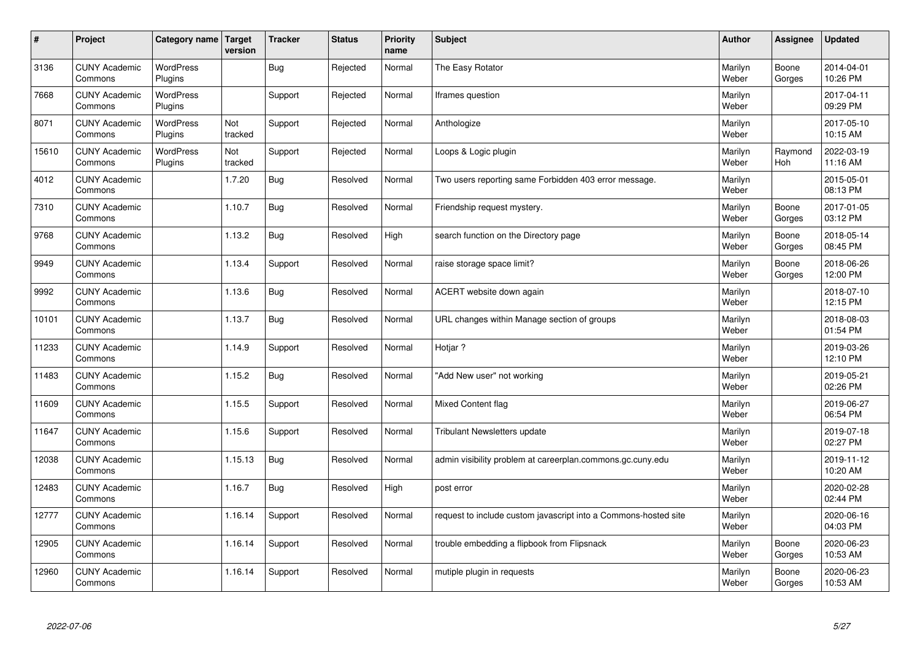| # | Project | Category name | Target version | Tracker | Status | Priority name | Subject | Author | Assignee | Updated |
|---|---|---|---|---|---|---|---|---|---|---|
| 3136 | CUNY Academic Commons | WordPress Plugins | | Bug | Rejected | Normal | The Easy Rotator | Marilyn Weber | Boone Gorges | 2014-04-01 10:26 PM |
| 7668 | CUNY Academic Commons | WordPress Plugins | | Support | Rejected | Normal | Iframes question | Marilyn Weber | | 2017-04-11 09:29 PM |
| 8071 | CUNY Academic Commons | WordPress Plugins | Not tracked | Support | Rejected | Normal | Anthologize | Marilyn Weber | | 2017-05-10 10:15 AM |
| 15610 | CUNY Academic Commons | WordPress Plugins | Not tracked | Support | Rejected | Normal | Loops & Logic plugin | Marilyn Weber | Raymond Hoh | 2022-03-19 11:16 AM |
| 4012 | CUNY Academic Commons | | 1.7.20 | Bug | Resolved | Normal | Two users reporting same Forbidden 403 error message. | Marilyn Weber | | 2015-05-01 08:13 PM |
| 7310 | CUNY Academic Commons | | 1.10.7 | Bug | Resolved | Normal | Friendship request mystery. | Marilyn Weber | Boone Gorges | 2017-01-05 03:12 PM |
| 9768 | CUNY Academic Commons | | 1.13.2 | Bug | Resolved | High | search function on the Directory page | Marilyn Weber | Boone Gorges | 2018-05-14 08:45 PM |
| 9949 | CUNY Academic Commons | | 1.13.4 | Support | Resolved | Normal | raise storage space limit? | Marilyn Weber | Boone Gorges | 2018-06-26 12:00 PM |
| 9992 | CUNY Academic Commons | | 1.13.6 | Bug | Resolved | Normal | ACERT website down again | Marilyn Weber | | 2018-07-10 12:15 PM |
| 10101 | CUNY Academic Commons | | 1.13.7 | Bug | Resolved | Normal | URL changes within Manage section of groups | Marilyn Weber | | 2018-08-03 01:54 PM |
| 11233 | CUNY Academic Commons | | 1.14.9 | Support | Resolved | Normal | Hotjar ? | Marilyn Weber | | 2019-03-26 12:10 PM |
| 11483 | CUNY Academic Commons | | 1.15.2 | Bug | Resolved | Normal | "Add New user" not working | Marilyn Weber | | 2019-05-21 02:26 PM |
| 11609 | CUNY Academic Commons | | 1.15.5 | Support | Resolved | Normal | Mixed Content flag | Marilyn Weber | | 2019-06-27 06:54 PM |
| 11647 | CUNY Academic Commons | | 1.15.6 | Support | Resolved | Normal | Tribulant Newsletters update | Marilyn Weber | | 2019-07-18 02:27 PM |
| 12038 | CUNY Academic Commons | | 1.15.13 | Bug | Resolved | Normal | admin visibility problem at careerplan.commons.gc.cuny.edu | Marilyn Weber | | 2019-11-12 10:20 AM |
| 12483 | CUNY Academic Commons | | 1.16.7 | Bug | Resolved | High | post error | Marilyn Weber | | 2020-02-28 02:44 PM |
| 12777 | CUNY Academic Commons | | 1.16.14 | Support | Resolved | Normal | request to include custom javascript into a Commons-hosted site | Marilyn Weber | | 2020-06-16 04:03 PM |
| 12905 | CUNY Academic Commons | | 1.16.14 | Support | Resolved | Normal | trouble embedding a flipbook from Flipsnack | Marilyn Weber | Boone Gorges | 2020-06-23 10:53 AM |
| 12960 | CUNY Academic Commons | | 1.16.14 | Support | Resolved | Normal | mutiple plugin in requests | Marilyn Weber | Boone Gorges | 2020-06-23 10:53 AM |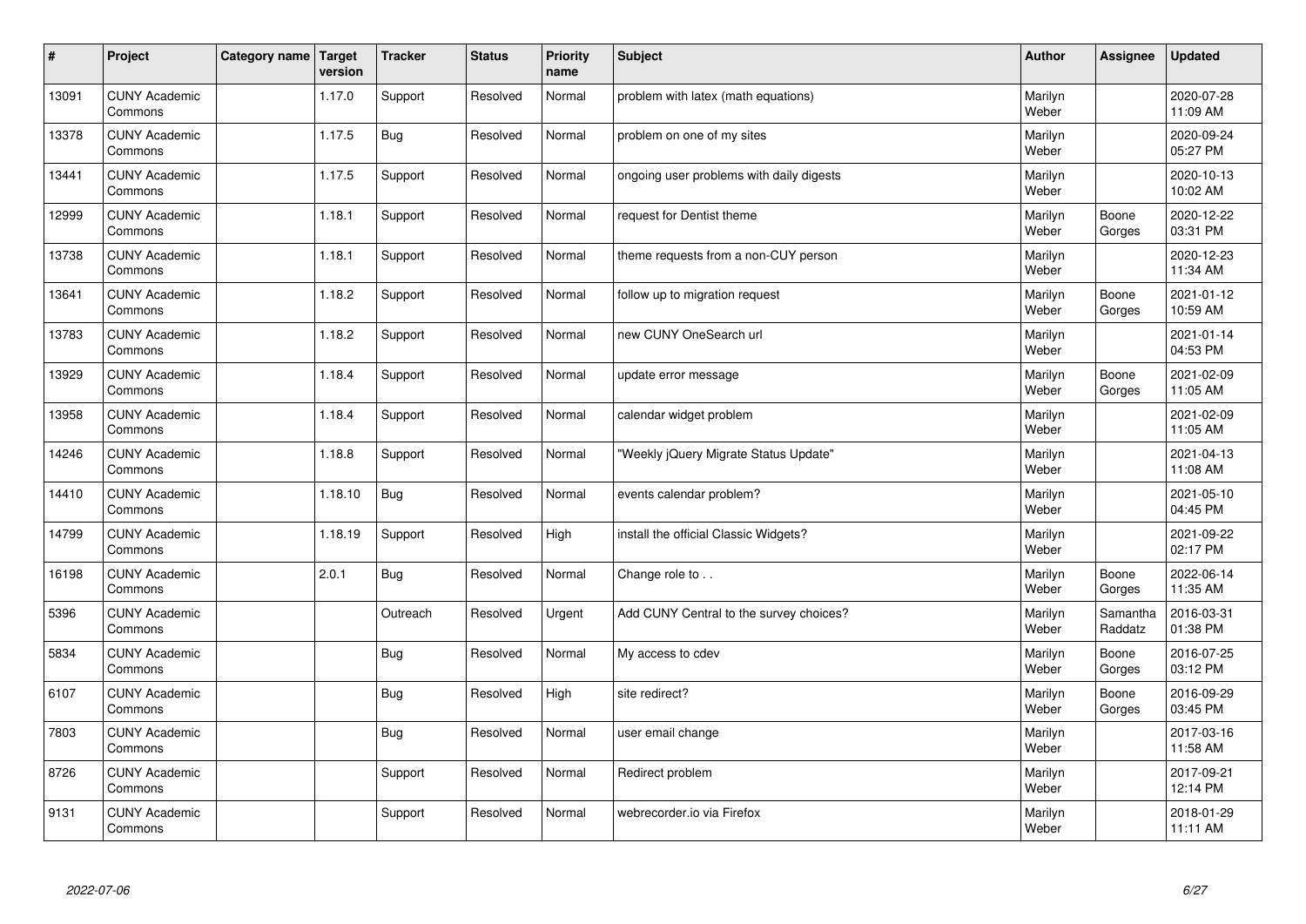| # | Project | Category name | Target version | Tracker | Status | Priority name | Subject | Author | Assignee | Updated |
|---|---|---|---|---|---|---|---|---|---|---|
| 13091 | CUNY Academic Commons | | 1.17.0 | Support | Resolved | Normal | problem with latex (math equations) | Marilyn Weber | | 2020-07-28 11:09 AM |
| 13378 | CUNY Academic Commons | | 1.17.5 | Bug | Resolved | Normal | problem on one of my sites | Marilyn Weber | | 2020-09-24 05:27 PM |
| 13441 | CUNY Academic Commons | | 1.17.5 | Support | Resolved | Normal | ongoing user problems with daily digests | Marilyn Weber | | 2020-10-13 10:02 AM |
| 12999 | CUNY Academic Commons | | 1.18.1 | Support | Resolved | Normal | request for Dentist theme | Marilyn Weber | Boone Gorges | 2020-12-22 03:31 PM |
| 13738 | CUNY Academic Commons | | 1.18.1 | Support | Resolved | Normal | theme requests from a non-CUY person | Marilyn Weber | | 2020-12-23 11:34 AM |
| 13641 | CUNY Academic Commons | | 1.18.2 | Support | Resolved | Normal | follow up to migration request | Marilyn Weber | Boone Gorges | 2021-01-12 10:59 AM |
| 13783 | CUNY Academic Commons | | 1.18.2 | Support | Resolved | Normal | new CUNY OneSearch url | Marilyn Weber | | 2021-01-14 04:53 PM |
| 13929 | CUNY Academic Commons | | 1.18.4 | Support | Resolved | Normal | update error message | Marilyn Weber | Boone Gorges | 2021-02-09 11:05 AM |
| 13958 | CUNY Academic Commons | | 1.18.4 | Support | Resolved | Normal | calendar widget problem | Marilyn Weber | | 2021-02-09 11:05 AM |
| 14246 | CUNY Academic Commons | | 1.18.8 | Support | Resolved | Normal | "Weekly jQuery Migrate Status Update" | Marilyn Weber | | 2021-04-13 11:08 AM |
| 14410 | CUNY Academic Commons | | 1.18.10 | Bug | Resolved | Normal | events calendar problem? | Marilyn Weber | | 2021-05-10 04:45 PM |
| 14799 | CUNY Academic Commons | | 1.18.19 | Support | Resolved | High | install the official Classic Widgets? | Marilyn Weber | | 2021-09-22 02:17 PM |
| 16198 | CUNY Academic Commons | | 2.0.1 | Bug | Resolved | Normal | Change role to . . | Marilyn Weber | Boone Gorges | 2022-06-14 11:35 AM |
| 5396 | CUNY Academic Commons | | | Outreach | Resolved | Urgent | Add CUNY Central to the survey choices? | Marilyn Weber | Samantha Raddatz | 2016-03-31 01:38 PM |
| 5834 | CUNY Academic Commons | | | Bug | Resolved | Normal | My access to cdev | Marilyn Weber | Boone Gorges | 2016-07-25 03:12 PM |
| 6107 | CUNY Academic Commons | | | Bug | Resolved | High | site redirect? | Marilyn Weber | Boone Gorges | 2016-09-29 03:45 PM |
| 7803 | CUNY Academic Commons | | | Bug | Resolved | Normal | user email change | Marilyn Weber | | 2017-03-16 11:58 AM |
| 8726 | CUNY Academic Commons | | | Support | Resolved | Normal | Redirect problem | Marilyn Weber | | 2017-09-21 12:14 PM |
| 9131 | CUNY Academic Commons | | | Support | Resolved | Normal | webrecorder.io via Firefox | Marilyn Weber | | 2018-01-29 11:11 AM |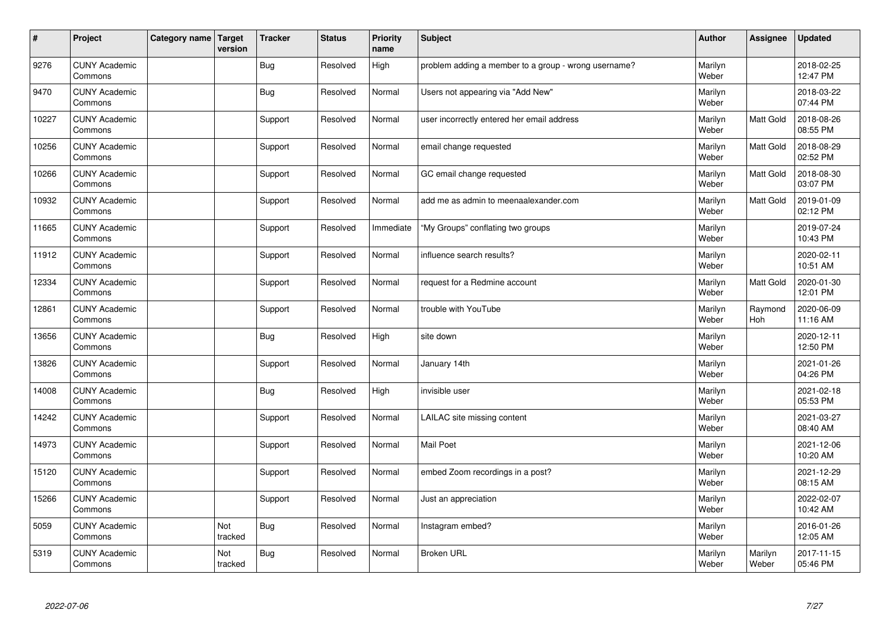| # | Project | Category name | Target version | Tracker | Status | Priority name | Subject | Author | Assignee | Updated |
|---|---|---|---|---|---|---|---|---|---|---|
| 9276 | CUNY Academic Commons | | | Bug | Resolved | High | problem adding a member to a group - wrong username? | Marilyn Weber | | 2018-02-25 12:47 PM |
| 9470 | CUNY Academic Commons | | | Bug | Resolved | Normal | Users not appearing via "Add New" | Marilyn Weber | | 2018-03-22 07:44 PM |
| 10227 | CUNY Academic Commons | | | Support | Resolved | Normal | user incorrectly entered her email address | Marilyn Weber | Matt Gold | 2018-08-26 08:55 PM |
| 10256 | CUNY Academic Commons | | | Support | Resolved | Normal | email change requested | Marilyn Weber | Matt Gold | 2018-08-29 02:52 PM |
| 10266 | CUNY Academic Commons | | | Support | Resolved | Normal | GC email change requested | Marilyn Weber | Matt Gold | 2018-08-30 03:07 PM |
| 10932 | CUNY Academic Commons | | | Support | Resolved | Normal | add me as admin to meenaalexander.com | Marilyn Weber | Matt Gold | 2019-01-09 02:12 PM |
| 11665 | CUNY Academic Commons | | | Support | Resolved | Immediate | "My Groups" conflating two groups | Marilyn Weber | | 2019-07-24 10:43 PM |
| 11912 | CUNY Academic Commons | | | Support | Resolved | Normal | influence search results? | Marilyn Weber | | 2020-02-11 10:51 AM |
| 12334 | CUNY Academic Commons | | | Support | Resolved | Normal | request for a Redmine account | Marilyn Weber | Matt Gold | 2020-01-30 12:01 PM |
| 12861 | CUNY Academic Commons | | | Support | Resolved | Normal | trouble with YouTube | Marilyn Weber | Raymond Hoh | 2020-06-09 11:16 AM |
| 13656 | CUNY Academic Commons | | | Bug | Resolved | High | site down | Marilyn Weber | | 2020-12-11 12:50 PM |
| 13826 | CUNY Academic Commons | | | Support | Resolved | Normal | January 14th | Marilyn Weber | | 2021-01-26 04:26 PM |
| 14008 | CUNY Academic Commons | | | Bug | Resolved | High | invisible user | Marilyn Weber | | 2021-02-18 05:53 PM |
| 14242 | CUNY Academic Commons | | | Support | Resolved | Normal | LAILAC site missing content | Marilyn Weber | | 2021-03-27 08:40 AM |
| 14973 | CUNY Academic Commons | | | Support | Resolved | Normal | Mail Poet | Marilyn Weber | | 2021-12-06 10:20 AM |
| 15120 | CUNY Academic Commons | | | Support | Resolved | Normal | embed Zoom recordings in a post? | Marilyn Weber | | 2021-12-29 08:15 AM |
| 15266 | CUNY Academic Commons | | | Support | Resolved | Normal | Just an appreciation | Marilyn Weber | | 2022-02-07 10:42 AM |
| 5059 | CUNY Academic Commons | | Not tracked | Bug | Resolved | Normal | Instagram embed? | Marilyn Weber | | 2016-01-26 12:05 AM |
| 5319 | CUNY Academic Commons | | Not tracked | Bug | Resolved | Normal | Broken URL | Marilyn Weber | Marilyn Weber | 2017-11-15 05:46 PM |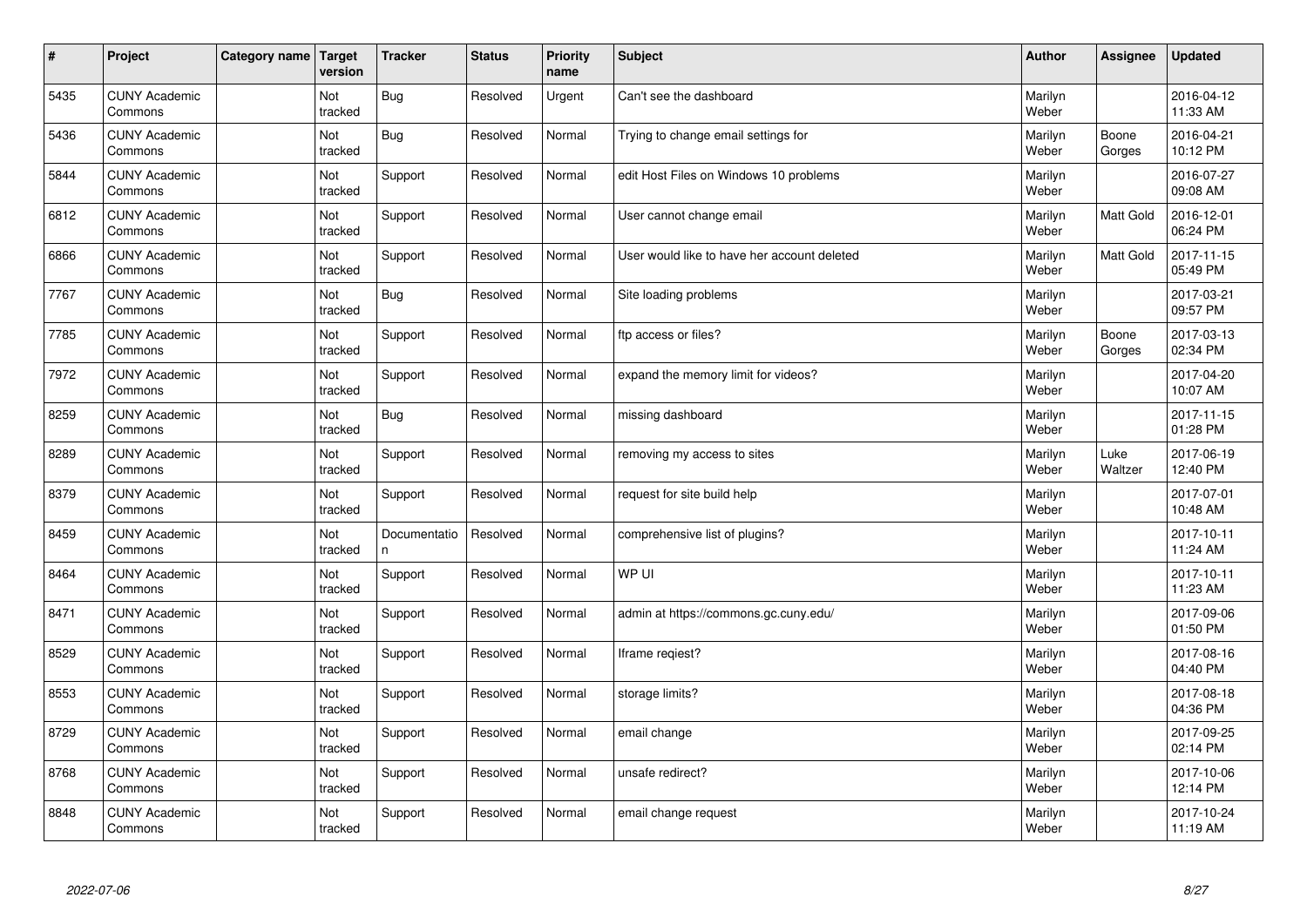| # | Project | Category name | Target version | Tracker | Status | Priority name | Subject | Author | Assignee | Updated |
|---|---|---|---|---|---|---|---|---|---|---|
| 5435 | CUNY Academic Commons | | Not tracked | Bug | Resolved | Urgent | Can't see the dashboard | Marilyn Weber | | 2016-04-12 11:33 AM |
| 5436 | CUNY Academic Commons | | Not tracked | Bug | Resolved | Normal | Trying to change email settings for | Marilyn Weber | Boone Gorges | 2016-04-21 10:12 PM |
| 5844 | CUNY Academic Commons | | Not tracked | Support | Resolved | Normal | edit Host Files on Windows 10 problems | Marilyn Weber | | 2016-07-27 09:08 AM |
| 6812 | CUNY Academic Commons | | Not tracked | Support | Resolved | Normal | User cannot change email | Marilyn Weber | Matt Gold | 2016-12-01 06:24 PM |
| 6866 | CUNY Academic Commons | | Not tracked | Support | Resolved | Normal | User would like to have her account deleted | Marilyn Weber | Matt Gold | 2017-11-15 05:49 PM |
| 7767 | CUNY Academic Commons | | Not tracked | Bug | Resolved | Normal | Site loading problems | Marilyn Weber | | 2017-03-21 09:57 PM |
| 7785 | CUNY Academic Commons | | Not tracked | Support | Resolved | Normal | ftp access or files? | Marilyn Weber | Boone Gorges | 2017-03-13 02:34 PM |
| 7972 | CUNY Academic Commons | | Not tracked | Support | Resolved | Normal | expand the memory limit for videos? | Marilyn Weber | | 2017-04-20 10:07 AM |
| 8259 | CUNY Academic Commons | | Not tracked | Bug | Resolved | Normal | missing dashboard | Marilyn Weber | | 2017-11-15 01:28 PM |
| 8289 | CUNY Academic Commons | | Not tracked | Support | Resolved | Normal | removing my access to sites | Marilyn Weber | Luke Waltzer | 2017-06-19 12:40 PM |
| 8379 | CUNY Academic Commons | | Not tracked | Support | Resolved | Normal | request for site build help | Marilyn Weber | | 2017-07-01 10:48 AM |
| 8459 | CUNY Academic Commons | | Not tracked | Documentation | Resolved | Normal | comprehensive list of plugins? | Marilyn Weber | | 2017-10-11 11:24 AM |
| 8464 | CUNY Academic Commons | | Not tracked | Support | Resolved | Normal | WP UI | Marilyn Weber | | 2017-10-11 11:23 AM |
| 8471 | CUNY Academic Commons | | Not tracked | Support | Resolved | Normal | admin at https://commons.gc.cuny.edu/ | Marilyn Weber | | 2017-09-06 01:50 PM |
| 8529 | CUNY Academic Commons | | Not tracked | Support | Resolved | Normal | Iframe reqiest? | Marilyn Weber | | 2017-08-16 04:40 PM |
| 8553 | CUNY Academic Commons | | Not tracked | Support | Resolved | Normal | storage limits? | Marilyn Weber | | 2017-08-18 04:36 PM |
| 8729 | CUNY Academic Commons | | Not tracked | Support | Resolved | Normal | email change | Marilyn Weber | | 2017-09-25 02:14 PM |
| 8768 | CUNY Academic Commons | | Not tracked | Support | Resolved | Normal | unsafe redirect? | Marilyn Weber | | 2017-10-06 12:14 PM |
| 8848 | CUNY Academic Commons | | Not tracked | Support | Resolved | Normal | email change request | Marilyn Weber | | 2017-10-24 11:19 AM |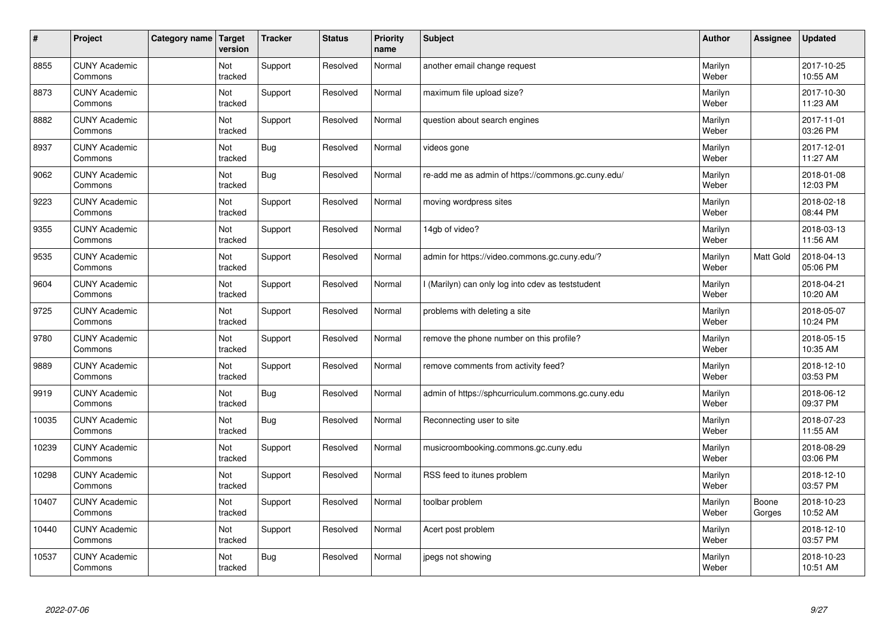| # | Project | Category name | Target version | Tracker | Status | Priority name | Subject | Author | Assignee | Updated |
|---|---|---|---|---|---|---|---|---|---|---|
| 8855 | CUNY Academic Commons | | Not tracked | Support | Resolved | Normal | another email change request | Marilyn Weber | | 2017-10-25 10:55 AM |
| 8873 | CUNY Academic Commons | | Not tracked | Support | Resolved | Normal | maximum file upload size? | Marilyn Weber | | 2017-10-30 11:23 AM |
| 8882 | CUNY Academic Commons | | Not tracked | Support | Resolved | Normal | question about search engines | Marilyn Weber | | 2017-11-01 03:26 PM |
| 8937 | CUNY Academic Commons | | Not tracked | Bug | Resolved | Normal | videos gone | Marilyn Weber | | 2017-12-01 11:27 AM |
| 9062 | CUNY Academic Commons | | Not tracked | Bug | Resolved | Normal | re-add me as admin of https://commons.gc.cuny.edu/ | Marilyn Weber | | 2018-01-08 12:03 PM |
| 9223 | CUNY Academic Commons | | Not tracked | Support | Resolved | Normal | moving wordpress sites | Marilyn Weber | | 2018-02-18 08:44 PM |
| 9355 | CUNY Academic Commons | | Not tracked | Support | Resolved | Normal | 14gb of video? | Marilyn Weber | | 2018-03-13 11:56 AM |
| 9535 | CUNY Academic Commons | | Not tracked | Support | Resolved | Normal | admin for https://video.commons.gc.cuny.edu/? | Marilyn Weber | Matt Gold | 2018-04-13 05:06 PM |
| 9604 | CUNY Academic Commons | | Not tracked | Support | Resolved | Normal | I (Marilyn) can only log into cdev as teststudent | Marilyn Weber | | 2018-04-21 10:20 AM |
| 9725 | CUNY Academic Commons | | Not tracked | Support | Resolved | Normal | problems with deleting a site | Marilyn Weber | | 2018-05-07 10:24 PM |
| 9780 | CUNY Academic Commons | | Not tracked | Support | Resolved | Normal | remove the phone number on this profile? | Marilyn Weber | | 2018-05-15 10:35 AM |
| 9889 | CUNY Academic Commons | | Not tracked | Support | Resolved | Normal | remove comments from activity feed? | Marilyn Weber | | 2018-12-10 03:53 PM |
| 9919 | CUNY Academic Commons | | Not tracked | Bug | Resolved | Normal | admin of https://sphcurriculum.commons.gc.cuny.edu | Marilyn Weber | | 2018-06-12 09:37 PM |
| 10035 | CUNY Academic Commons | | Not tracked | Bug | Resolved | Normal | Reconnecting user to site | Marilyn Weber | | 2018-07-23 11:55 AM |
| 10239 | CUNY Academic Commons | | Not tracked | Support | Resolved | Normal | musicroombooking.commons.gc.cuny.edu | Marilyn Weber | | 2018-08-29 03:06 PM |
| 10298 | CUNY Academic Commons | | Not tracked | Support | Resolved | Normal | RSS feed to itunes problem | Marilyn Weber | | 2018-12-10 03:57 PM |
| 10407 | CUNY Academic Commons | | Not tracked | Support | Resolved | Normal | toolbar problem | Marilyn Weber | Boone Gorges | 2018-10-23 10:52 AM |
| 10440 | CUNY Academic Commons | | Not tracked | Support | Resolved | Normal | Acert post problem | Marilyn Weber | | 2018-12-10 03:57 PM |
| 10537 | CUNY Academic Commons | | Not tracked | Bug | Resolved | Normal | jpegs not showing | Marilyn Weber | | 2018-10-23 10:51 AM |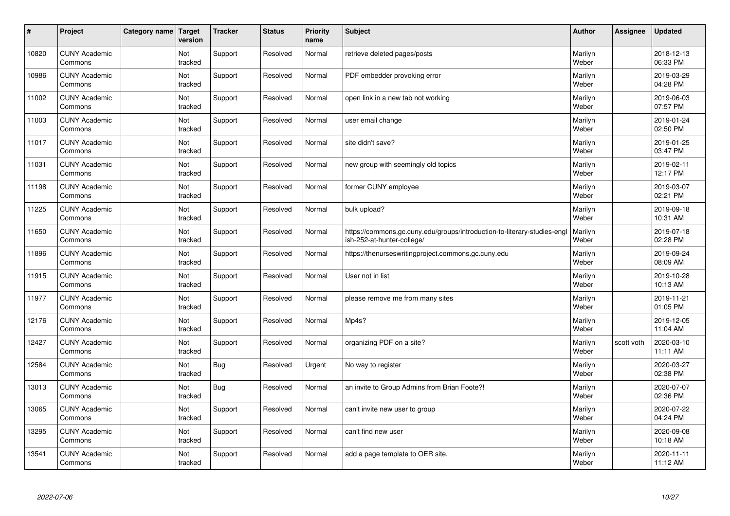| # | Project | Category name | Target version | Tracker | Status | Priority name | Subject | Author | Assignee | Updated |
|---|---|---|---|---|---|---|---|---|---|---|
| 10820 | CUNY Academic Commons | | Not tracked | Support | Resolved | Normal | retrieve deleted pages/posts | Marilyn Weber | | 2018-12-13 06:33 PM |
| 10986 | CUNY Academic Commons | | Not tracked | Support | Resolved | Normal | PDF embedder provoking error | Marilyn Weber | | 2019-03-29 04:28 PM |
| 11002 | CUNY Academic Commons | | Not tracked | Support | Resolved | Normal | open link in a new tab not working | Marilyn Weber | | 2019-06-03 07:57 PM |
| 11003 | CUNY Academic Commons | | Not tracked | Support | Resolved | Normal | user email change | Marilyn Weber | | 2019-01-24 02:50 PM |
| 11017 | CUNY Academic Commons | | Not tracked | Support | Resolved | Normal | site didn't save? | Marilyn Weber | | 2019-01-25 03:47 PM |
| 11031 | CUNY Academic Commons | | Not tracked | Support | Resolved | Normal | new group with seemingly old topics | Marilyn Weber | | 2019-02-11 12:17 PM |
| 11198 | CUNY Academic Commons | | Not tracked | Support | Resolved | Normal | former CUNY employee | Marilyn Weber | | 2019-03-07 02:21 PM |
| 11225 | CUNY Academic Commons | | Not tracked | Support | Resolved | Normal | bulk upload? | Marilyn Weber | | 2019-09-18 10:31 AM |
| 11650 | CUNY Academic Commons | | Not tracked | Support | Resolved | Normal | https://commons.gc.cuny.edu/groups/introduction-to-literary-studies-english-252-at-hunter-college/ | Marilyn Weber | | 2019-07-18 02:28 PM |
| 11896 | CUNY Academic Commons | | Not tracked | Support | Resolved | Normal | https://thenurseswritingproject.commons.gc.cuny.edu | Marilyn Weber | | 2019-09-24 08:09 AM |
| 11915 | CUNY Academic Commons | | Not tracked | Support | Resolved | Normal | User not in list | Marilyn Weber | | 2019-10-28 10:13 AM |
| 11977 | CUNY Academic Commons | | Not tracked | Support | Resolved | Normal | please remove me from many sites | Marilyn Weber | | 2019-11-21 01:05 PM |
| 12176 | CUNY Academic Commons | | Not tracked | Support | Resolved | Normal | Mp4s? | Marilyn Weber | | 2019-12-05 11:04 AM |
| 12427 | CUNY Academic Commons | | Not tracked | Support | Resolved | Normal | organizing PDF on a site? | Marilyn Weber | scott voth | 2020-03-10 11:11 AM |
| 12584 | CUNY Academic Commons | | Not tracked | Bug | Resolved | Urgent | No way to register | Marilyn Weber | | 2020-03-27 02:38 PM |
| 13013 | CUNY Academic Commons | | Not tracked | Bug | Resolved | Normal | an invite to Group Admins from Brian Foote?! | Marilyn Weber | | 2020-07-07 02:36 PM |
| 13065 | CUNY Academic Commons | | Not tracked | Support | Resolved | Normal | can't invite new user to group | Marilyn Weber | | 2020-07-22 04:24 PM |
| 13295 | CUNY Academic Commons | | Not tracked | Support | Resolved | Normal | can't find new user | Marilyn Weber | | 2020-09-08 10:18 AM |
| 13541 | CUNY Academic Commons | | Not tracked | Support | Resolved | Normal | add a page template to OER site. | Marilyn Weber | | 2020-11-11 11:12 AM |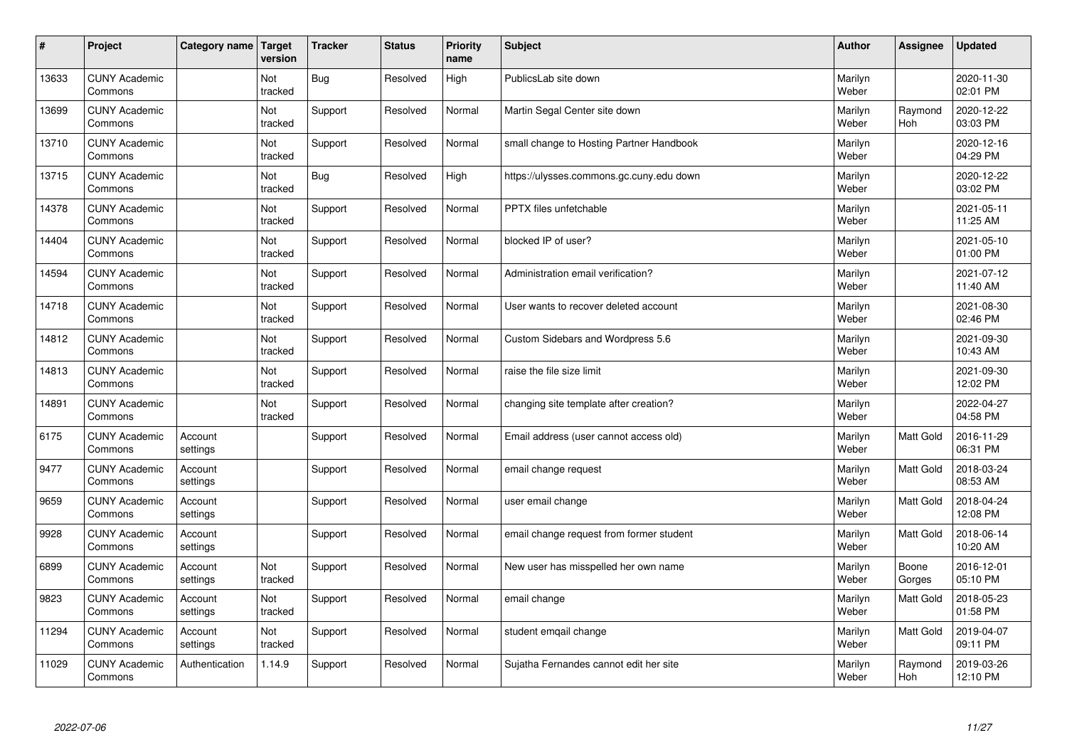| # | Project | Category name | Target version | Tracker | Status | Priority name | Subject | Author | Assignee | Updated |
|---|---|---|---|---|---|---|---|---|---|---|
| 13633 | CUNY Academic Commons | | Not tracked | Bug | Resolved | High | PublicsLab site down | Marilyn Weber | | 2020-11-30 02:01 PM |
| 13699 | CUNY Academic Commons | | Not tracked | Support | Resolved | Normal | Martin Segal Center site down | Marilyn Weber | Raymond Hoh | 2020-12-22 03:03 PM |
| 13710 | CUNY Academic Commons | | Not tracked | Support | Resolved | Normal | small change to Hosting Partner Handbook | Marilyn Weber | | 2020-12-16 04:29 PM |
| 13715 | CUNY Academic Commons | | Not tracked | Bug | Resolved | High | https://ulysses.commons.gc.cuny.edu down | Marilyn Weber | | 2020-12-22 03:02 PM |
| 14378 | CUNY Academic Commons | | Not tracked | Support | Resolved | Normal | PPTX files unfetchable | Marilyn Weber | | 2021-05-11 11:25 AM |
| 14404 | CUNY Academic Commons | | Not tracked | Support | Resolved | Normal | blocked IP of user? | Marilyn Weber | | 2021-05-10 01:00 PM |
| 14594 | CUNY Academic Commons | | Not tracked | Support | Resolved | Normal | Administration email verification? | Marilyn Weber | | 2021-07-12 11:40 AM |
| 14718 | CUNY Academic Commons | | Not tracked | Support | Resolved | Normal | User wants to recover deleted account | Marilyn Weber | | 2021-08-30 02:46 PM |
| 14812 | CUNY Academic Commons | | Not tracked | Support | Resolved | Normal | Custom Sidebars and Wordpress 5.6 | Marilyn Weber | | 2021-09-30 10:43 AM |
| 14813 | CUNY Academic Commons | | Not tracked | Support | Resolved | Normal | raise the file size limit | Marilyn Weber | | 2021-09-30 12:02 PM |
| 14891 | CUNY Academic Commons | | Not tracked | Support | Resolved | Normal | changing site template after creation? | Marilyn Weber | | 2022-04-27 04:58 PM |
| 6175 | CUNY Academic Commons | Account settings | | Support | Resolved | Normal | Email address (user cannot access old) | Marilyn Weber | Matt Gold | 2016-11-29 06:31 PM |
| 9477 | CUNY Academic Commons | Account settings | | Support | Resolved | Normal | email change request | Marilyn Weber | Matt Gold | 2018-03-24 08:53 AM |
| 9659 | CUNY Academic Commons | Account settings | | Support | Resolved | Normal | user email change | Marilyn Weber | Matt Gold | 2018-04-24 12:08 PM |
| 9928 | CUNY Academic Commons | Account settings | | Support | Resolved | Normal | email change request from former student | Marilyn Weber | Matt Gold | 2018-06-14 10:20 AM |
| 6899 | CUNY Academic Commons | Account settings | Not tracked | Support | Resolved | Normal | New user has misspelled her own name | Marilyn Weber | Boone Gorges | 2016-12-01 05:10 PM |
| 9823 | CUNY Academic Commons | Account settings | Not tracked | Support | Resolved | Normal | email change | Marilyn Weber | Matt Gold | 2018-05-23 01:58 PM |
| 11294 | CUNY Academic Commons | Account settings | Not tracked | Support | Resolved | Normal | student emqail change | Marilyn Weber | Matt Gold | 2019-04-07 09:11 PM |
| 11029 | CUNY Academic Commons | Authentication | 1.14.9 | Support | Resolved | Normal | Sujatha Fernandes cannot edit her site | Marilyn Weber | Raymond Hoh | 2019-03-26 12:10 PM |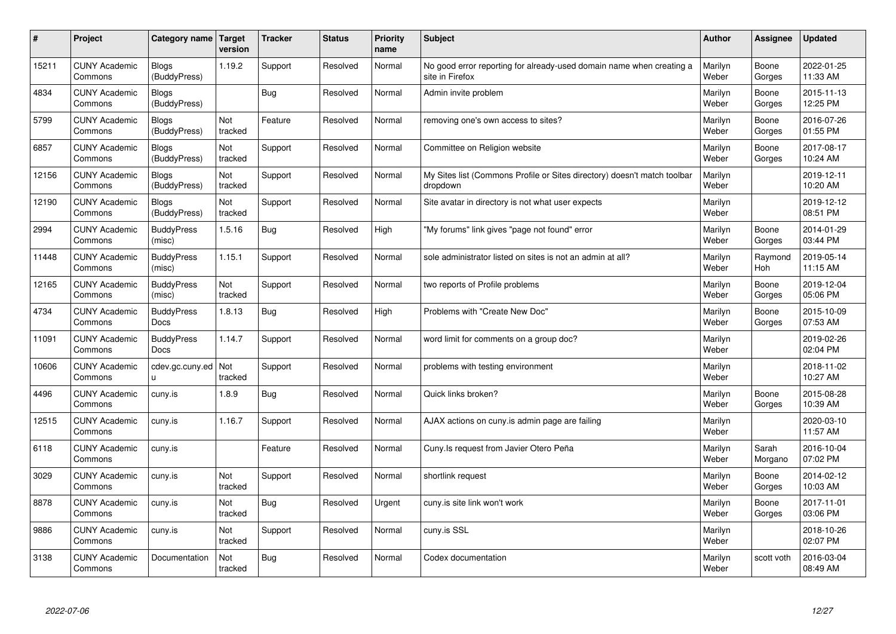| # | Project | Category name | Target version | Tracker | Status | Priority name | Subject | Author | Assignee | Updated |
|---|---|---|---|---|---|---|---|---|---|---|
| 15211 | CUNY Academic Commons | Blogs (BuddyPress) | 1.19.2 | Support | Resolved | Normal | No good error reporting for already-used domain name when creating a site in Firefox | Marilyn Weber | Boone Gorges | 2022-01-25 11:33 AM |
| 4834 | CUNY Academic Commons | Blogs (BuddyPress) | | Bug | Resolved | Normal | Admin invite problem | Marilyn Weber | Boone Gorges | 2015-11-13 12:25 PM |
| 5799 | CUNY Academic Commons | Blogs (BuddyPress) | Not tracked | Feature | Resolved | Normal | removing one's own access to sites? | Marilyn Weber | Boone Gorges | 2016-07-26 01:55 PM |
| 6857 | CUNY Academic Commons | Blogs (BuddyPress) | Not tracked | Support | Resolved | Normal | Committee on Religion website | Marilyn Weber | Boone Gorges | 2017-08-17 10:24 AM |
| 12156 | CUNY Academic Commons | Blogs (BuddyPress) | Not tracked | Support | Resolved | Normal | My Sites list (Commons Profile or Sites directory) doesn't match toolbar dropdown | Marilyn Weber | | 2019-12-11 10:20 AM |
| 12190 | CUNY Academic Commons | Blogs (BuddyPress) | Not tracked | Support | Resolved | Normal | Site avatar in directory is not what user expects | Marilyn Weber | | 2019-12-12 08:51 PM |
| 2994 | CUNY Academic Commons | BuddyPress (misc) | 1.5.16 | Bug | Resolved | High | "My forums" link gives "page not found" error | Marilyn Weber | Boone Gorges | 2014-01-29 03:44 PM |
| 11448 | CUNY Academic Commons | BuddyPress (misc) | 1.15.1 | Support | Resolved | Normal | sole administrator listed on sites is not an admin at all? | Marilyn Weber | Raymond Hoh | 2019-05-14 11:15 AM |
| 12165 | CUNY Academic Commons | BuddyPress (misc) | Not tracked | Support | Resolved | Normal | two reports of Profile problems | Marilyn Weber | Boone Gorges | 2019-12-04 05:06 PM |
| 4734 | CUNY Academic Commons | BuddyPress Docs | 1.8.13 | Bug | Resolved | High | Problems with "Create New Doc" | Marilyn Weber | Boone Gorges | 2015-10-09 07:53 AM |
| 11091 | CUNY Academic Commons | BuddyPress Docs | 1.14.7 | Support | Resolved | Normal | word limit for comments on a group doc? | Marilyn Weber | | 2019-02-26 02:04 PM |
| 10606 | CUNY Academic Commons | cdev.gc.cuny.edu | Not tracked | Support | Resolved | Normal | problems with testing environment | Marilyn Weber | | 2018-11-02 10:27 AM |
| 4496 | CUNY Academic Commons | cuny.is | 1.8.9 | Bug | Resolved | Normal | Quick links broken? | Marilyn Weber | Boone Gorges | 2015-08-28 10:39 AM |
| 12515 | CUNY Academic Commons | cuny.is | 1.16.7 | Support | Resolved | Normal | AJAX actions on cuny.is admin page are failing | Marilyn Weber | | 2020-03-10 11:57 AM |
| 6118 | CUNY Academic Commons | cuny.is | | Feature | Resolved | Normal | Cuny.Is request from Javier Otero Peña | Marilyn Weber | Sarah Morgano | 2016-10-04 07:02 PM |
| 3029 | CUNY Academic Commons | cuny.is | Not tracked | Support | Resolved | Normal | shortlink request | Marilyn Weber | Boone Gorges | 2014-02-12 10:03 AM |
| 8878 | CUNY Academic Commons | cuny.is | Not tracked | Bug | Resolved | Urgent | cuny.is site link won't work | Marilyn Weber | Boone Gorges | 2017-11-01 03:06 PM |
| 9886 | CUNY Academic Commons | cuny.is | Not tracked | Support | Resolved | Normal | cuny.is SSL | Marilyn Weber | | 2018-10-26 02:07 PM |
| 3138 | CUNY Academic Commons | Documentation | Not tracked | Bug | Resolved | Normal | Codex documentation | Marilyn Weber | scott voth | 2016-03-04 08:49 AM |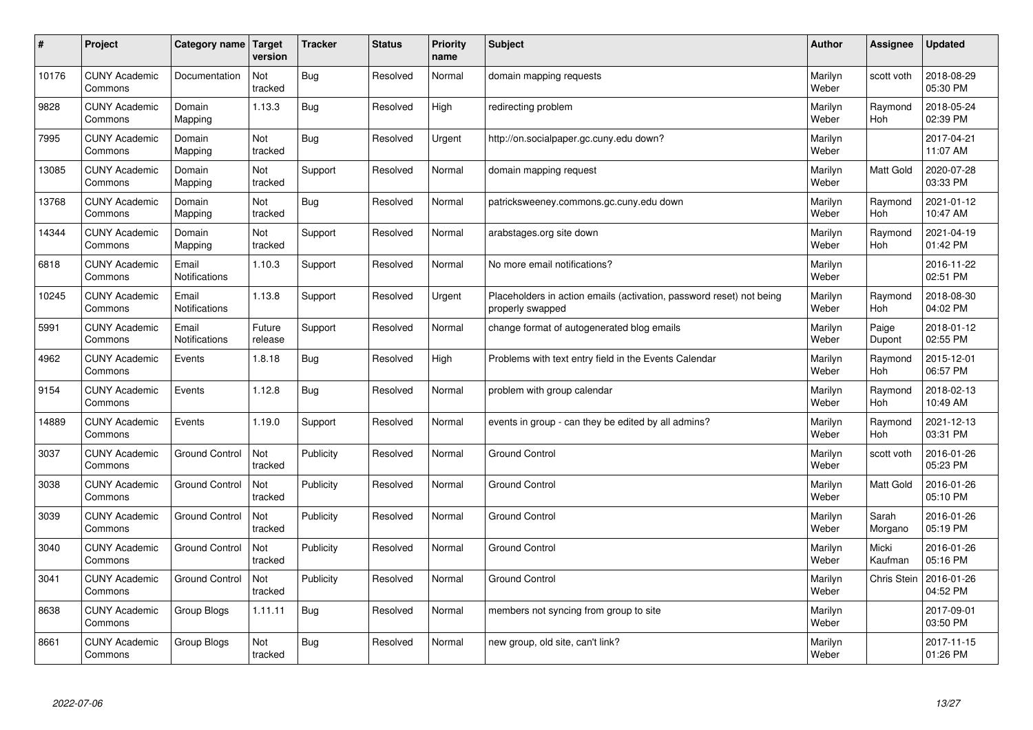| # | Project | Category name | Target version | Tracker | Status | Priority name | Subject | Author | Assignee | Updated |
|---|---|---|---|---|---|---|---|---|---|---|
| 10176 | CUNY Academic Commons | Documentation | Not tracked | Bug | Resolved | Normal | domain mapping requests | Marilyn Weber | scott voth | 2018-08-29 05:30 PM |
| 9828 | CUNY Academic Commons | Domain Mapping | 1.13.3 | Bug | Resolved | High | redirecting problem | Marilyn Weber | Raymond Hoh | 2018-05-24 02:39 PM |
| 7995 | CUNY Academic Commons | Domain Mapping | Not tracked | Bug | Resolved | Urgent | http://on.socialpaper.gc.cuny.edu down? | Marilyn Weber | | 2017-04-21 11:07 AM |
| 13085 | CUNY Academic Commons | Domain Mapping | Not tracked | Support | Resolved | Normal | domain mapping request | Marilyn Weber | Matt Gold | 2020-07-28 03:33 PM |
| 13768 | CUNY Academic Commons | Domain Mapping | Not tracked | Bug | Resolved | Normal | patricksweeney.commons.gc.cuny.edu down | Marilyn Weber | Raymond Hoh | 2021-01-12 10:47 AM |
| 14344 | CUNY Academic Commons | Domain Mapping | Not tracked | Support | Resolved | Normal | arabstages.org site down | Marilyn Weber | Raymond Hoh | 2021-04-19 01:42 PM |
| 6818 | CUNY Academic Commons | Email Notifications | 1.10.3 | Support | Resolved | Normal | No more email notifications? | Marilyn Weber | | 2016-11-22 02:51 PM |
| 10245 | CUNY Academic Commons | Email Notifications | 1.13.8 | Support | Resolved | Urgent | Placeholders in action emails (activation, password reset) not being properly swapped | Marilyn Weber | Raymond Hoh | 2018-08-30 04:02 PM |
| 5991 | CUNY Academic Commons | Email Notifications | Future release | Support | Resolved | Normal | change format of autogenerated blog emails | Marilyn Weber | Paige Dupont | 2018-01-12 02:55 PM |
| 4962 | CUNY Academic Commons | Events | 1.8.18 | Bug | Resolved | High | Problems with text entry field in the Events Calendar | Marilyn Weber | Raymond Hoh | 2015-12-01 06:57 PM |
| 9154 | CUNY Academic Commons | Events | 1.12.8 | Bug | Resolved | Normal | problem with group calendar | Marilyn Weber | Raymond Hoh | 2018-02-13 10:49 AM |
| 14889 | CUNY Academic Commons | Events | 1.19.0 | Support | Resolved | Normal | events in group - can they be edited by all admins? | Marilyn Weber | Raymond Hoh | 2021-12-13 03:31 PM |
| 3037 | CUNY Academic Commons | Ground Control | Not tracked | Publicity | Resolved | Normal | Ground Control | Marilyn Weber | scott voth | 2016-01-26 05:23 PM |
| 3038 | CUNY Academic Commons | Ground Control | Not tracked | Publicity | Resolved | Normal | Ground Control | Marilyn Weber | Matt Gold | 2016-01-26 05:10 PM |
| 3039 | CUNY Academic Commons | Ground Control | Not tracked | Publicity | Resolved | Normal | Ground Control | Marilyn Weber | Sarah Morgano | 2016-01-26 05:19 PM |
| 3040 | CUNY Academic Commons | Ground Control | Not tracked | Publicity | Resolved | Normal | Ground Control | Marilyn Weber | Micki Kaufman | 2016-01-26 05:16 PM |
| 3041 | CUNY Academic Commons | Ground Control | Not tracked | Publicity | Resolved | Normal | Ground Control | Marilyn Weber | Chris Stein | 2016-01-26 04:52 PM |
| 8638 | CUNY Academic Commons | Group Blogs | 1.11.11 | Bug | Resolved | Normal | members not syncing from group to site | Marilyn Weber | | 2017-09-01 03:50 PM |
| 8661 | CUNY Academic Commons | Group Blogs | Not tracked | Bug | Resolved | Normal | new group, old site, can't link? | Marilyn Weber | | 2017-11-15 01:26 PM |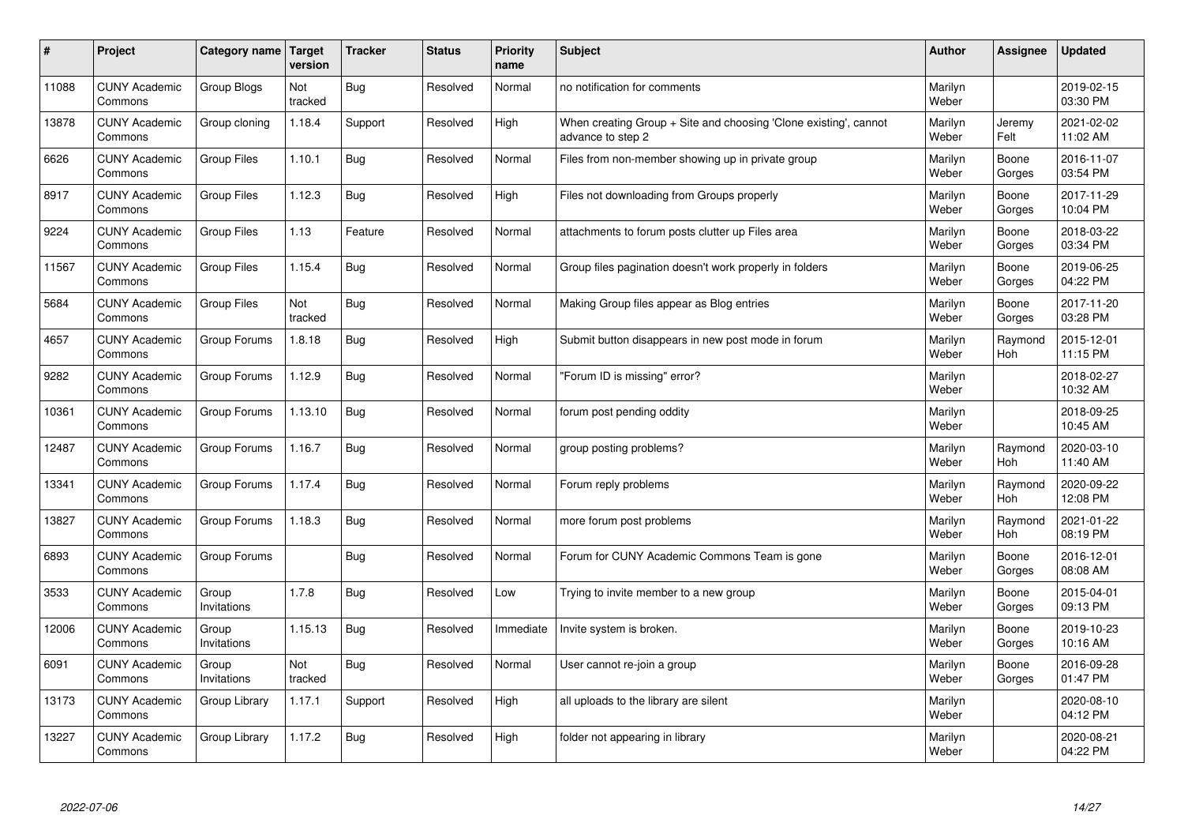| # | Project | Category name | Target version | Tracker | Status | Priority name | Subject | Author | Assignee | Updated |
| --- | --- | --- | --- | --- | --- | --- | --- | --- | --- | --- |
| 11088 | CUNY Academic Commons | Group Blogs | Not tracked | Bug | Resolved | Normal | no notification for comments | Marilyn Weber | | 2019-02-15 03:30 PM |
| 13878 | CUNY Academic Commons | Group cloning | 1.18.4 | Support | Resolved | High | When creating Group + Site and choosing 'Clone existing', cannot advance to step 2 | Marilyn Weber | Jeremy Felt | 2021-02-02 11:02 AM |
| 6626 | CUNY Academic Commons | Group Files | 1.10.1 | Bug | Resolved | Normal | Files from non-member showing up in private group | Marilyn Weber | Boone Gorges | 2016-11-07 03:54 PM |
| 8917 | CUNY Academic Commons | Group Files | 1.12.3 | Bug | Resolved | High | Files not downloading from Groups properly | Marilyn Weber | Boone Gorges | 2017-11-29 10:04 PM |
| 9224 | CUNY Academic Commons | Group Files | 1.13 | Feature | Resolved | Normal | attachments to forum posts clutter up Files area | Marilyn Weber | Boone Gorges | 2018-03-22 03:34 PM |
| 11567 | CUNY Academic Commons | Group Files | 1.15.4 | Bug | Resolved | Normal | Group files pagination doesn't work properly in folders | Marilyn Weber | Boone Gorges | 2019-06-25 04:22 PM |
| 5684 | CUNY Academic Commons | Group Files | Not tracked | Bug | Resolved | Normal | Making Group files appear as Blog entries | Marilyn Weber | Boone Gorges | 2017-11-20 03:28 PM |
| 4657 | CUNY Academic Commons | Group Forums | 1.8.18 | Bug | Resolved | High | Submit button disappears in new post mode in forum | Marilyn Weber | Raymond Hoh | 2015-12-01 11:15 PM |
| 9282 | CUNY Academic Commons | Group Forums | 1.12.9 | Bug | Resolved | Normal | "Forum ID is missing" error? | Marilyn Weber | | 2018-02-27 10:32 AM |
| 10361 | CUNY Academic Commons | Group Forums | 1.13.10 | Bug | Resolved | Normal | forum post pending oddity | Marilyn Weber | | 2018-09-25 10:45 AM |
| 12487 | CUNY Academic Commons | Group Forums | 1.16.7 | Bug | Resolved | Normal | group posting problems? | Marilyn Weber | Raymond Hoh | 2020-03-10 11:40 AM |
| 13341 | CUNY Academic Commons | Group Forums | 1.17.4 | Bug | Resolved | Normal | Forum reply problems | Marilyn Weber | Raymond Hoh | 2020-09-22 12:08 PM |
| 13827 | CUNY Academic Commons | Group Forums | 1.18.3 | Bug | Resolved | Normal | more forum post problems | Marilyn Weber | Raymond Hoh | 2021-01-22 08:19 PM |
| 6893 | CUNY Academic Commons | Group Forums | | Bug | Resolved | Normal | Forum for CUNY Academic Commons Team is gone | Marilyn Weber | Boone Gorges | 2016-12-01 08:08 AM |
| 3533 | CUNY Academic Commons | Group Invitations | 1.7.8 | Bug | Resolved | Low | Trying to invite member to a new group | Marilyn Weber | Boone Gorges | 2015-04-01 09:13 PM |
| 12006 | CUNY Academic Commons | Group Invitations | 1.15.13 | Bug | Resolved | Immediate | Invite system is broken. | Marilyn Weber | Boone Gorges | 2019-10-23 10:16 AM |
| 6091 | CUNY Academic Commons | Group Invitations | Not tracked | Bug | Resolved | Normal | User cannot re-join a group | Marilyn Weber | Boone Gorges | 2016-09-28 01:47 PM |
| 13173 | CUNY Academic Commons | Group Library | 1.17.1 | Support | Resolved | High | all uploads to the library are silent | Marilyn Weber | | 2020-08-10 04:12 PM |
| 13227 | CUNY Academic Commons | Group Library | 1.17.2 | Bug | Resolved | High | folder not appearing in library | Marilyn Weber | | 2020-08-21 04:22 PM |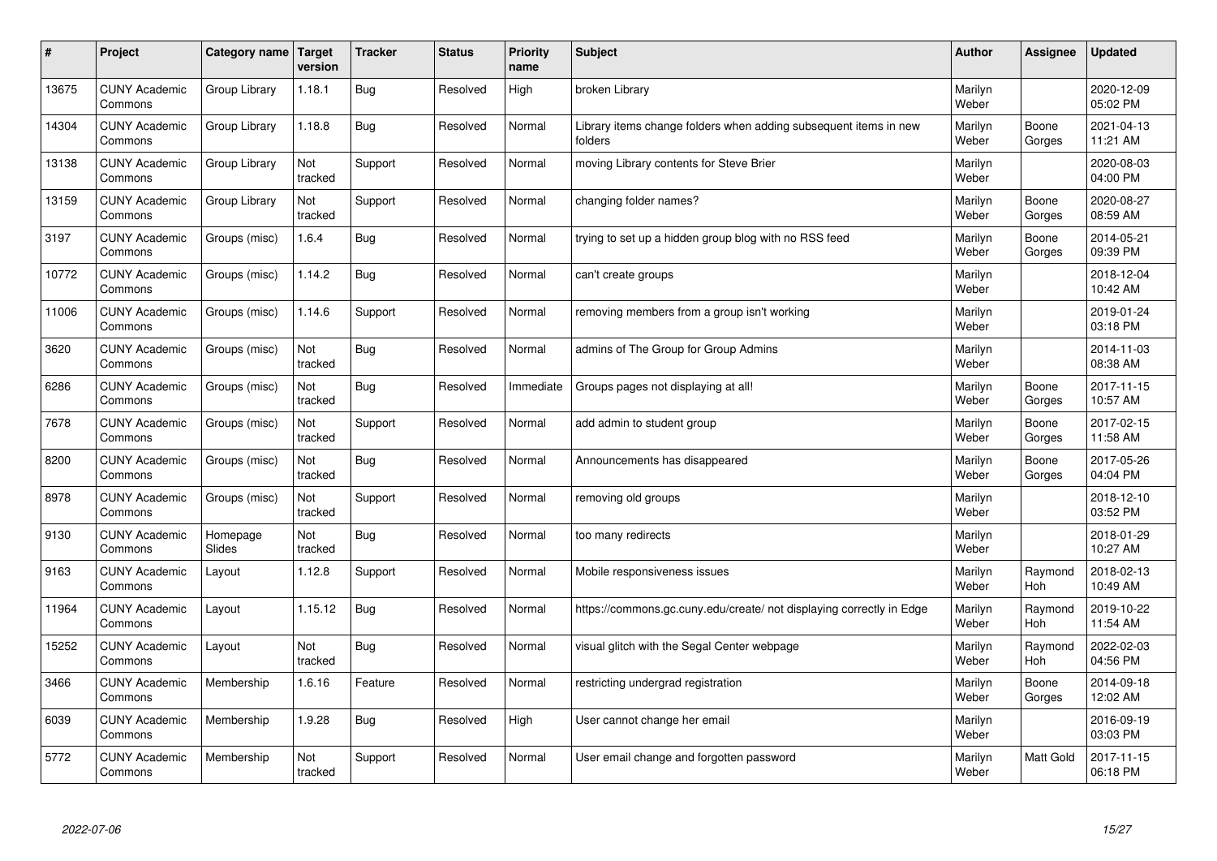| # | Project | Category name | Target version | Tracker | Status | Priority name | Subject | Author | Assignee | Updated |
|---|---|---|---|---|---|---|---|---|---|---|
| 13675 | CUNY Academic Commons | Group Library | 1.18.1 | Bug | Resolved | High | broken Library | Marilyn Weber | | 2020-12-09 05:02 PM |
| 14304 | CUNY Academic Commons | Group Library | 1.18.8 | Bug | Resolved | Normal | Library items change folders when adding subsequent items in new folders | Marilyn Weber | Boone Gorges | 2021-04-13 11:21 AM |
| 13138 | CUNY Academic Commons | Group Library | Not tracked | Support | Resolved | Normal | moving Library contents for Steve Brier | Marilyn Weber | | 2020-08-03 04:00 PM |
| 13159 | CUNY Academic Commons | Group Library | Not tracked | Support | Resolved | Normal | changing folder names? | Marilyn Weber | Boone Gorges | 2020-08-27 08:59 AM |
| 3197 | CUNY Academic Commons | Groups (misc) | 1.6.4 | Bug | Resolved | Normal | trying to set up a hidden group blog with no RSS feed | Marilyn Weber | Boone Gorges | 2014-05-21 09:39 PM |
| 10772 | CUNY Academic Commons | Groups (misc) | 1.14.2 | Bug | Resolved | Normal | can't create groups | Marilyn Weber | | 2018-12-04 10:42 AM |
| 11006 | CUNY Academic Commons | Groups (misc) | 1.14.6 | Support | Resolved | Normal | removing members from a group isn't working | Marilyn Weber | | 2019-01-24 03:18 PM |
| 3620 | CUNY Academic Commons | Groups (misc) | Not tracked | Bug | Resolved | Normal | admins of The Group for Group Admins | Marilyn Weber | | 2014-11-03 08:38 AM |
| 6286 | CUNY Academic Commons | Groups (misc) | Not tracked | Bug | Resolved | Immediate | Groups pages not displaying at all! | Marilyn Weber | Boone Gorges | 2017-11-15 10:57 AM |
| 7678 | CUNY Academic Commons | Groups (misc) | Not tracked | Support | Resolved | Normal | add admin to student group | Marilyn Weber | Boone Gorges | 2017-02-15 11:58 AM |
| 8200 | CUNY Academic Commons | Groups (misc) | Not tracked | Bug | Resolved | Normal | Announcements has disappeared | Marilyn Weber | Boone Gorges | 2017-05-26 04:04 PM |
| 8978 | CUNY Academic Commons | Groups (misc) | Not tracked | Support | Resolved | Normal | removing old groups | Marilyn Weber | | 2018-12-10 03:52 PM |
| 9130 | CUNY Academic Commons | Homepage Slides | Not tracked | Bug | Resolved | Normal | too many redirects | Marilyn Weber | | 2018-01-29 10:27 AM |
| 9163 | CUNY Academic Commons | Layout | 1.12.8 | Support | Resolved | Normal | Mobile responsiveness issues | Marilyn Weber | Raymond Hoh | 2018-02-13 10:49 AM |
| 11964 | CUNY Academic Commons | Layout | 1.15.12 | Bug | Resolved | Normal | https://commons.gc.cuny.edu/create/ not displaying correctly in Edge | Marilyn Weber | Raymond Hoh | 2019-10-22 11:54 AM |
| 15252 | CUNY Academic Commons | Layout | Not tracked | Bug | Resolved | Normal | visual glitch with the Segal Center webpage | Marilyn Weber | Raymond Hoh | 2022-02-03 04:56 PM |
| 3466 | CUNY Academic Commons | Membership | 1.6.16 | Feature | Resolved | Normal | restricting undergrad registration | Marilyn Weber | Boone Gorges | 2014-09-18 12:02 AM |
| 6039 | CUNY Academic Commons | Membership | 1.9.28 | Bug | Resolved | High | User cannot change her email | Marilyn Weber | | 2016-09-19 03:03 PM |
| 5772 | CUNY Academic Commons | Membership | Not tracked | Support | Resolved | Normal | User email change and forgotten password | Marilyn Weber | Matt Gold | 2017-11-15 06:18 PM |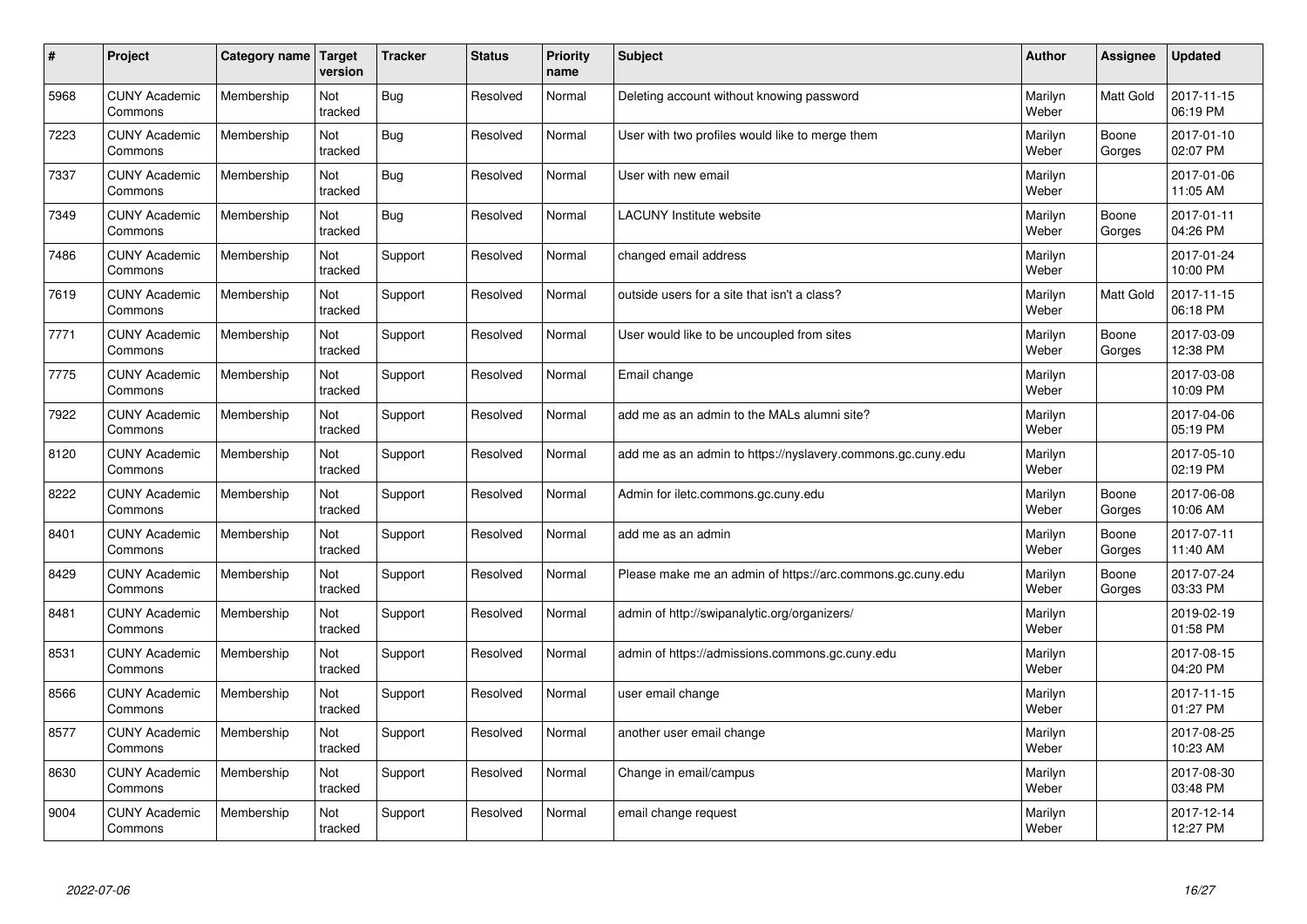| # | Project | Category name | Target version | Tracker | Status | Priority name | Subject | Author | Assignee | Updated |
| --- | --- | --- | --- | --- | --- | --- | --- | --- | --- | --- |
| 5968 | CUNY Academic Commons | Membership | Not tracked | Bug | Resolved | Normal | Deleting account without knowing password | Marilyn Weber | Matt Gold | 2017-11-15 06:19 PM |
| 7223 | CUNY Academic Commons | Membership | Not tracked | Bug | Resolved | Normal | User with two profiles would like to merge them | Marilyn Weber | Boone Gorges | 2017-01-10 02:07 PM |
| 7337 | CUNY Academic Commons | Membership | Not tracked | Bug | Resolved | Normal | User with new email | Marilyn Weber | | 2017-01-06 11:05 AM |
| 7349 | CUNY Academic Commons | Membership | Not tracked | Bug | Resolved | Normal | LACUNY Institute website | Marilyn Weber | Boone Gorges | 2017-01-11 04:26 PM |
| 7486 | CUNY Academic Commons | Membership | Not tracked | Support | Resolved | Normal | changed email address | Marilyn Weber | | 2017-01-24 10:00 PM |
| 7619 | CUNY Academic Commons | Membership | Not tracked | Support | Resolved | Normal | outside users for a site that isn't a class? | Marilyn Weber | Matt Gold | 2017-11-15 06:18 PM |
| 7771 | CUNY Academic Commons | Membership | Not tracked | Support | Resolved | Normal | User would like to be uncoupled from sites | Marilyn Weber | Boone Gorges | 2017-03-09 12:38 PM |
| 7775 | CUNY Academic Commons | Membership | Not tracked | Support | Resolved | Normal | Email change | Marilyn Weber | | 2017-03-08 10:09 PM |
| 7922 | CUNY Academic Commons | Membership | Not tracked | Support | Resolved | Normal | add me as an admin to the MALs alumni site? | Marilyn Weber | | 2017-04-06 05:19 PM |
| 8120 | CUNY Academic Commons | Membership | Not tracked | Support | Resolved | Normal | add me as an admin to https://nyslavery.commons.gc.cuny.edu | Marilyn Weber | | 2017-05-10 02:19 PM |
| 8222 | CUNY Academic Commons | Membership | Not tracked | Support | Resolved | Normal | Admin for iletc.commons.gc.cuny.edu | Marilyn Weber | Boone Gorges | 2017-06-08 10:06 AM |
| 8401 | CUNY Academic Commons | Membership | Not tracked | Support | Resolved | Normal | add me as an admin | Marilyn Weber | Boone Gorges | 2017-07-11 11:40 AM |
| 8429 | CUNY Academic Commons | Membership | Not tracked | Support | Resolved | Normal | Please make me an admin of https://arc.commons.gc.cuny.edu | Marilyn Weber | Boone Gorges | 2017-07-24 03:33 PM |
| 8481 | CUNY Academic Commons | Membership | Not tracked | Support | Resolved | Normal | admin of http://swipanalytic.org/organizers/ | Marilyn Weber | | 2019-02-19 01:58 PM |
| 8531 | CUNY Academic Commons | Membership | Not tracked | Support | Resolved | Normal | admin of https://admissions.commons.gc.cuny.edu | Marilyn Weber | | 2017-08-15 04:20 PM |
| 8566 | CUNY Academic Commons | Membership | Not tracked | Support | Resolved | Normal | user email change | Marilyn Weber | | 2017-11-15 01:27 PM |
| 8577 | CUNY Academic Commons | Membership | Not tracked | Support | Resolved | Normal | another user email change | Marilyn Weber | | 2017-08-25 10:23 AM |
| 8630 | CUNY Academic Commons | Membership | Not tracked | Support | Resolved | Normal | Change in email/campus | Marilyn Weber | | 2017-08-30 03:48 PM |
| 9004 | CUNY Academic Commons | Membership | Not tracked | Support | Resolved | Normal | email change request | Marilyn Weber | | 2017-12-14 12:27 PM |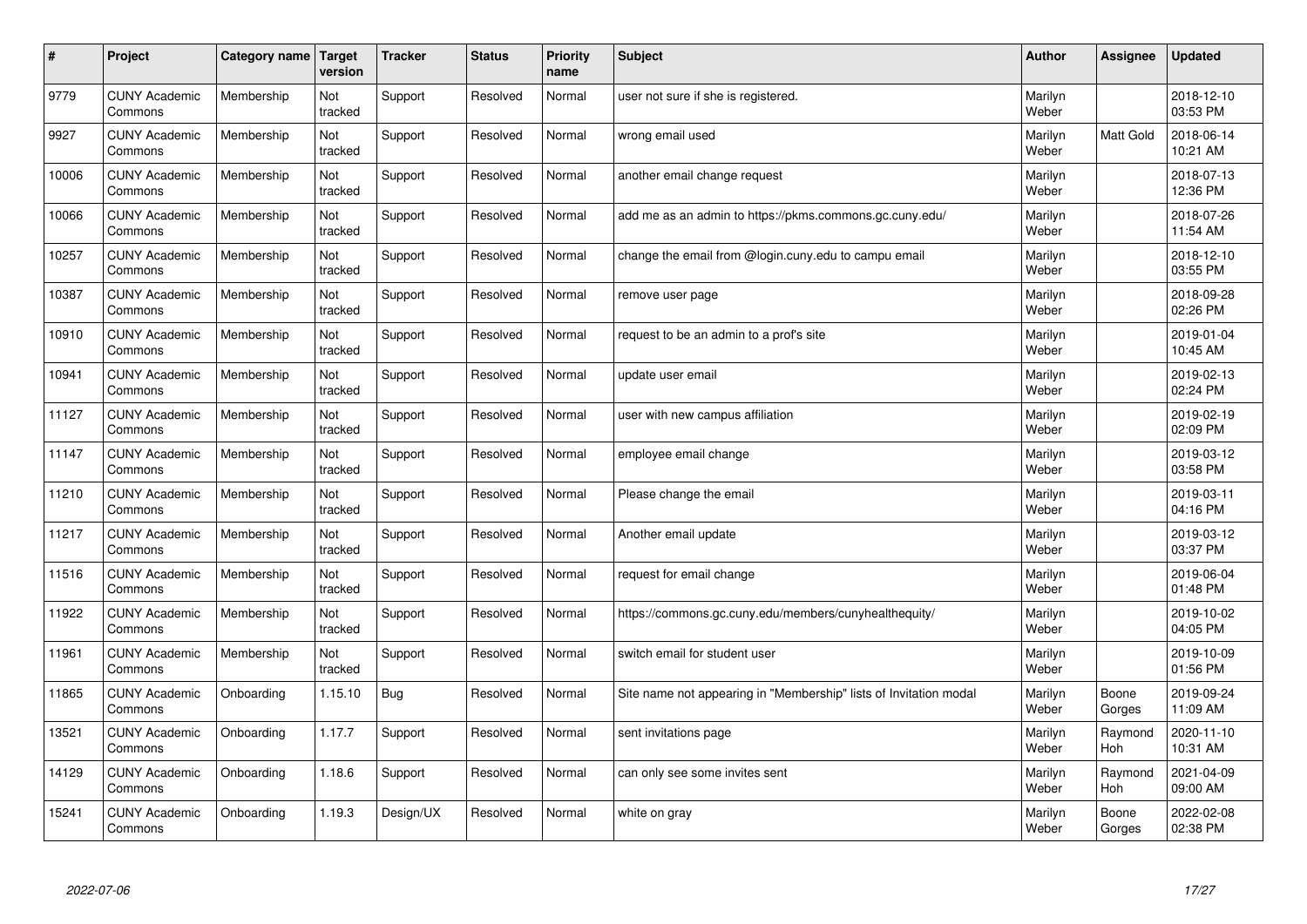| # | Project | Category name | Target version | Tracker | Status | Priority name | Subject | Author | Assignee | Updated |
|---|---|---|---|---|---|---|---|---|---|---|
| 9779 | CUNY Academic Commons | Membership | Not tracked | Support | Resolved | Normal | user not sure if she is registered. | Marilyn Weber | | 2018-12-10 03:53 PM |
| 9927 | CUNY Academic Commons | Membership | Not tracked | Support | Resolved | Normal | wrong email used | Marilyn Weber | Matt Gold | 2018-06-14 10:21 AM |
| 10006 | CUNY Academic Commons | Membership | Not tracked | Support | Resolved | Normal | another email change request | Marilyn Weber | | 2018-07-13 12:36 PM |
| 10066 | CUNY Academic Commons | Membership | Not tracked | Support | Resolved | Normal | add me as an admin to https://pkms.commons.gc.cuny.edu/ | Marilyn Weber | | 2018-07-26 11:54 AM |
| 10257 | CUNY Academic Commons | Membership | Not tracked | Support | Resolved | Normal | change the email from @login.cuny.edu to campu email | Marilyn Weber | | 2018-12-10 03:55 PM |
| 10387 | CUNY Academic Commons | Membership | Not tracked | Support | Resolved | Normal | remove user page | Marilyn Weber | | 2018-09-28 02:26 PM |
| 10910 | CUNY Academic Commons | Membership | Not tracked | Support | Resolved | Normal | request to be an admin to a prof's site | Marilyn Weber | | 2019-01-04 10:45 AM |
| 10941 | CUNY Academic Commons | Membership | Not tracked | Support | Resolved | Normal | update user email | Marilyn Weber | | 2019-02-13 02:24 PM |
| 11127 | CUNY Academic Commons | Membership | Not tracked | Support | Resolved | Normal | user with new campus affiliation | Marilyn Weber | | 2019-02-19 02:09 PM |
| 11147 | CUNY Academic Commons | Membership | Not tracked | Support | Resolved | Normal | employee email change | Marilyn Weber | | 2019-03-12 03:58 PM |
| 11210 | CUNY Academic Commons | Membership | Not tracked | Support | Resolved | Normal | Please change the email | Marilyn Weber | | 2019-03-11 04:16 PM |
| 11217 | CUNY Academic Commons | Membership | Not tracked | Support | Resolved | Normal | Another email update | Marilyn Weber | | 2019-03-12 03:37 PM |
| 11516 | CUNY Academic Commons | Membership | Not tracked | Support | Resolved | Normal | request for email change | Marilyn Weber | | 2019-06-04 01:48 PM |
| 11922 | CUNY Academic Commons | Membership | Not tracked | Support | Resolved | Normal | https://commons.gc.cuny.edu/members/cunyhealthequity/ | Marilyn Weber | | 2019-10-02 04:05 PM |
| 11961 | CUNY Academic Commons | Membership | Not tracked | Support | Resolved | Normal | switch email for student user | Marilyn Weber | | 2019-10-09 01:56 PM |
| 11865 | CUNY Academic Commons | Onboarding | 1.15.10 | Bug | Resolved | Normal | Site name not appearing in "Membership" lists of Invitation modal | Marilyn Weber | Boone Gorges | 2019-09-24 11:09 AM |
| 13521 | CUNY Academic Commons | Onboarding | 1.17.7 | Support | Resolved | Normal | sent invitations page | Marilyn Weber | Raymond Hoh | 2020-11-10 10:31 AM |
| 14129 | CUNY Academic Commons | Onboarding | 1.18.6 | Support | Resolved | Normal | can only see some invites sent | Marilyn Weber | Raymond Hoh | 2021-04-09 09:00 AM |
| 15241 | CUNY Academic Commons | Onboarding | 1.19.3 | Design/UX | Resolved | Normal | white on gray | Marilyn Weber | Boone Gorges | 2022-02-08 02:38 PM |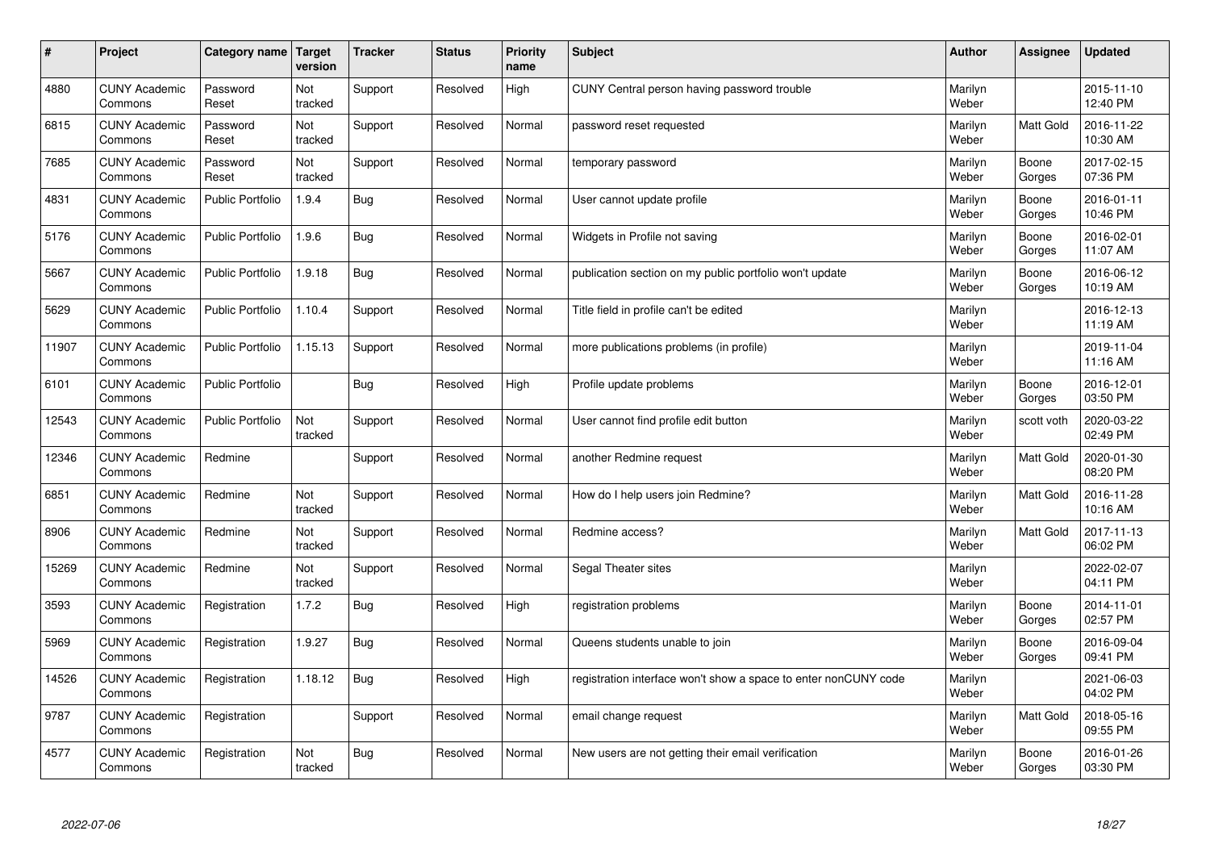| # | Project | Category name | Target version | Tracker | Status | Priority name | Subject | Author | Assignee | Updated |
|---|---|---|---|---|---|---|---|---|---|---|
| 4880 | CUNY Academic Commons | Password Reset | Not tracked | Support | Resolved | High | CUNY Central person having password trouble | Marilyn Weber | | 2015-11-10 12:40 PM |
| 6815 | CUNY Academic Commons | Password Reset | Not tracked | Support | Resolved | Normal | password reset requested | Marilyn Weber | Matt Gold | 2016-11-22 10:30 AM |
| 7685 | CUNY Academic Commons | Password Reset | Not tracked | Support | Resolved | Normal | temporary password | Marilyn Weber | Boone Gorges | 2017-02-15 07:36 PM |
| 4831 | CUNY Academic Commons | Public Portfolio | 1.9.4 | Bug | Resolved | Normal | User cannot update profile | Marilyn Weber | Boone Gorges | 2016-01-11 10:46 PM |
| 5176 | CUNY Academic Commons | Public Portfolio | 1.9.6 | Bug | Resolved | Normal | Widgets in Profile not saving | Marilyn Weber | Boone Gorges | 2016-02-01 11:07 AM |
| 5667 | CUNY Academic Commons | Public Portfolio | 1.9.18 | Bug | Resolved | Normal | publication section on my public portfolio won't update | Marilyn Weber | Boone Gorges | 2016-06-12 10:19 AM |
| 5629 | CUNY Academic Commons | Public Portfolio | 1.10.4 | Support | Resolved | Normal | Title field in profile can't be edited | Marilyn Weber | | 2016-12-13 11:19 AM |
| 11907 | CUNY Academic Commons | Public Portfolio | 1.15.13 | Support | Resolved | Normal | more publications problems (in profile) | Marilyn Weber | | 2019-11-04 11:16 AM |
| 6101 | CUNY Academic Commons | Public Portfolio | | Bug | Resolved | High | Profile update problems | Marilyn Weber | Boone Gorges | 2016-12-01 03:50 PM |
| 12543 | CUNY Academic Commons | Public Portfolio | Not tracked | Support | Resolved | Normal | User cannot find profile edit button | Marilyn Weber | scott voth | 2020-03-22 02:49 PM |
| 12346 | CUNY Academic Commons | Redmine | | Support | Resolved | Normal | another Redmine request | Marilyn Weber | Matt Gold | 2020-01-30 08:20 PM |
| 6851 | CUNY Academic Commons | Redmine | Not tracked | Support | Resolved | Normal | How do I help users join Redmine? | Marilyn Weber | Matt Gold | 2016-11-28 10:16 AM |
| 8906 | CUNY Academic Commons | Redmine | Not tracked | Support | Resolved | Normal | Redmine access? | Marilyn Weber | Matt Gold | 2017-11-13 06:02 PM |
| 15269 | CUNY Academic Commons | Redmine | Not tracked | Support | Resolved | Normal | Segal Theater sites | Marilyn Weber | | 2022-02-07 04:11 PM |
| 3593 | CUNY Academic Commons | Registration | 1.7.2 | Bug | Resolved | High | registration problems | Marilyn Weber | Boone Gorges | 2014-11-01 02:57 PM |
| 5969 | CUNY Academic Commons | Registration | 1.9.27 | Bug | Resolved | Normal | Queens students unable to join | Marilyn Weber | Boone Gorges | 2016-09-04 09:41 PM |
| 14526 | CUNY Academic Commons | Registration | 1.18.12 | Bug | Resolved | High | registration interface won't show a space to enter nonCUNY code | Marilyn Weber | | 2021-06-03 04:02 PM |
| 9787 | CUNY Academic Commons | Registration | | Support | Resolved | Normal | email change request | Marilyn Weber | Matt Gold | 2018-05-16 09:55 PM |
| 4577 | CUNY Academic Commons | Registration | Not tracked | Bug | Resolved | Normal | New users are not getting their email verification | Marilyn Weber | Boone Gorges | 2016-01-26 03:30 PM |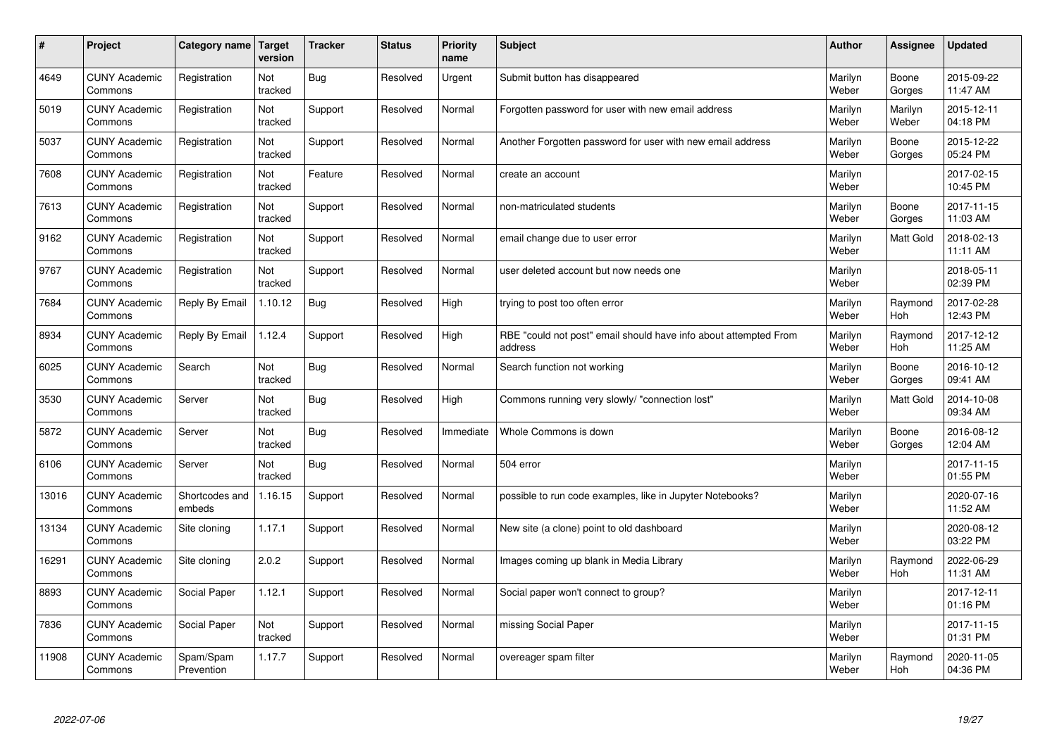| # | Project | Category name | Target version | Tracker | Status | Priority name | Subject | Author | Assignee | Updated |
|---|---|---|---|---|---|---|---|---|---|---|
| 4649 | CUNY Academic Commons | Registration | Not tracked | Bug | Resolved | Urgent | Submit button has disappeared | Marilyn Weber | Boone Gorges | 2015-09-22 11:47 AM |
| 5019 | CUNY Academic Commons | Registration | Not tracked | Support | Resolved | Normal | Forgotten password for user with new email address | Marilyn Weber | Marilyn Weber | 2015-12-11 04:18 PM |
| 5037 | CUNY Academic Commons | Registration | Not tracked | Support | Resolved | Normal | Another Forgotten password for user with new email address | Marilyn Weber | Boone Gorges | 2015-12-22 05:24 PM |
| 7608 | CUNY Academic Commons | Registration | Not tracked | Feature | Resolved | Normal | create an account | Marilyn Weber | | 2017-02-15 10:45 PM |
| 7613 | CUNY Academic Commons | Registration | Not tracked | Support | Resolved | Normal | non-matriculated students | Marilyn Weber | Boone Gorges | 2017-11-15 11:03 AM |
| 9162 | CUNY Academic Commons | Registration | Not tracked | Support | Resolved | Normal | email change due to user error | Marilyn Weber | Matt Gold | 2018-02-13 11:11 AM |
| 9767 | CUNY Academic Commons | Registration | Not tracked | Support | Resolved | Normal | user deleted account but now needs one | Marilyn Weber | | 2018-05-11 02:39 PM |
| 7684 | CUNY Academic Commons | Reply By Email | 1.10.12 | Bug | Resolved | High | trying to post too often error | Marilyn Weber | Raymond Hoh | 2017-02-28 12:43 PM |
| 8934 | CUNY Academic Commons | Reply By Email | 1.12.4 | Support | Resolved | High | RBE "could not post" email should have info about attempted From address | Marilyn Weber | Raymond Hoh | 2017-12-12 11:25 AM |
| 6025 | CUNY Academic Commons | Search | Not tracked | Bug | Resolved | Normal | Search function not working | Marilyn Weber | Boone Gorges | 2016-10-12 09:41 AM |
| 3530 | CUNY Academic Commons | Server | Not tracked | Bug | Resolved | High | Commons running very slowly/ "connection lost" | Marilyn Weber | Matt Gold | 2014-10-08 09:34 AM |
| 5872 | CUNY Academic Commons | Server | Not tracked | Bug | Resolved | Immediate | Whole Commons is down | Marilyn Weber | Boone Gorges | 2016-08-12 12:04 AM |
| 6106 | CUNY Academic Commons | Server | Not tracked | Bug | Resolved | Normal | 504 error | Marilyn Weber | | 2017-11-15 01:55 PM |
| 13016 | CUNY Academic Commons | Shortcodes and embeds | 1.16.15 | Support | Resolved | Normal | possible to run code examples, like in Jupyter Notebooks? | Marilyn Weber | | 2020-07-16 11:52 AM |
| 13134 | CUNY Academic Commons | Site cloning | 1.17.1 | Support | Resolved | Normal | New site (a clone) point to old dashboard | Marilyn Weber | | 2020-08-12 03:22 PM |
| 16291 | CUNY Academic Commons | Site cloning | 2.0.2 | Support | Resolved | Normal | Images coming up blank in Media Library | Marilyn Weber | Raymond Hoh | 2022-06-29 11:31 AM |
| 8893 | CUNY Academic Commons | Social Paper | 1.12.1 | Support | Resolved | Normal | Social paper won't connect to group? | Marilyn Weber | | 2017-12-11 01:16 PM |
| 7836 | CUNY Academic Commons | Social Paper | Not tracked | Support | Resolved | Normal | missing Social Paper | Marilyn Weber | | 2017-11-15 01:31 PM |
| 11908 | CUNY Academic Commons | Spam/Spam Prevention | 1.17.7 | Support | Resolved | Normal | overeager spam filter | Marilyn Weber | Raymond Hoh | 2020-11-05 04:36 PM |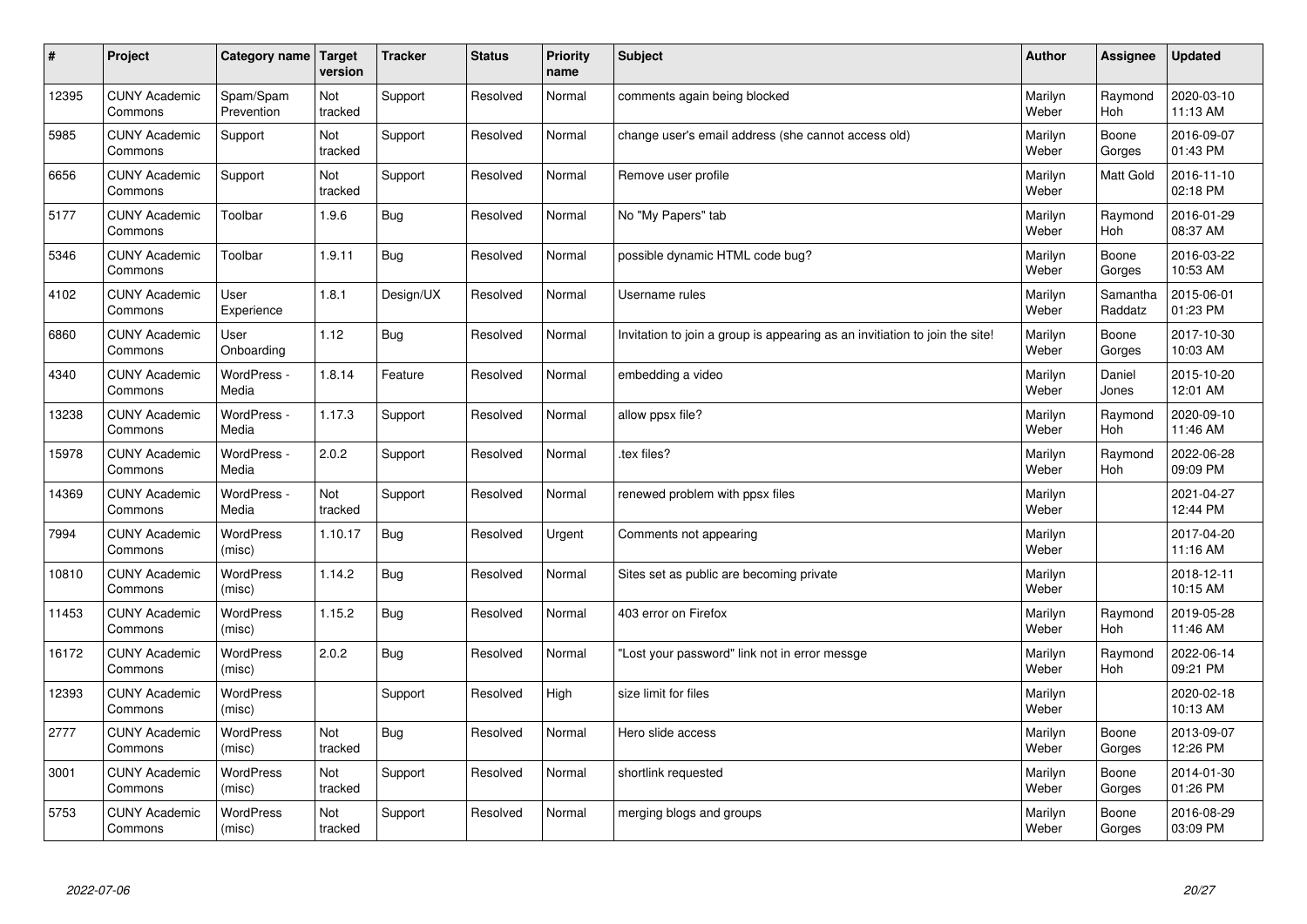| # | Project | Category name | Target version | Tracker | Status | Priority name | Subject | Author | Assignee | Updated |
|---|---|---|---|---|---|---|---|---|---|---|
| 12395 | CUNY Academic Commons | Spam/Spam Prevention | Not tracked | Support | Resolved | Normal | comments again being blocked | Marilyn Weber | Raymond Hoh | 2020-03-10 11:13 AM |
| 5985 | CUNY Academic Commons | Support | Not tracked | Support | Resolved | Normal | change user's email address (she cannot access old) | Marilyn Weber | Boone Gorges | 2016-09-07 01:43 PM |
| 6656 | CUNY Academic Commons | Support | Not tracked | Support | Resolved | Normal | Remove user profile | Marilyn Weber | Matt Gold | 2016-11-10 02:18 PM |
| 5177 | CUNY Academic Commons | Toolbar | 1.9.6 | Bug | Resolved | Normal | No "My Papers" tab | Marilyn Weber | Raymond Hoh | 2016-01-29 08:37 AM |
| 5346 | CUNY Academic Commons | Toolbar | 1.9.11 | Bug | Resolved | Normal | possible dynamic HTML code bug? | Marilyn Weber | Boone Gorges | 2016-03-22 10:53 AM |
| 4102 | CUNY Academic Commons | User Experience | 1.8.1 | Design/UX | Resolved | Normal | Username rules | Marilyn Weber | Samantha Raddatz | 2015-06-01 01:23 PM |
| 6860 | CUNY Academic Commons | User Onboarding | 1.12 | Bug | Resolved | Normal | Invitation to join a group is appearing as an invitiation to join the site! | Marilyn Weber | Boone Gorges | 2017-10-30 10:03 AM |
| 4340 | CUNY Academic Commons | WordPress - Media | 1.8.14 | Feature | Resolved | Normal | embedding a video | Marilyn Weber | Daniel Jones | 2015-10-20 12:01 AM |
| 13238 | CUNY Academic Commons | WordPress - Media | 1.17.3 | Support | Resolved | Normal | allow ppsx file? | Marilyn Weber | Raymond Hoh | 2020-09-10 11:46 AM |
| 15978 | CUNY Academic Commons | WordPress - Media | 2.0.2 | Support | Resolved | Normal | .tex files? | Marilyn Weber | Raymond Hoh | 2022-06-28 09:09 PM |
| 14369 | CUNY Academic Commons | WordPress - Media | Not tracked | Support | Resolved | Normal | renewed problem with ppsx files | Marilyn Weber | | 2021-04-27 12:44 PM |
| 7994 | CUNY Academic Commons | WordPress (misc) | 1.10.17 | Bug | Resolved | Urgent | Comments not appearing | Marilyn Weber | | 2017-04-20 11:16 AM |
| 10810 | CUNY Academic Commons | WordPress (misc) | 1.14.2 | Bug | Resolved | Normal | Sites set as public are becoming private | Marilyn Weber | | 2018-12-11 10:15 AM |
| 11453 | CUNY Academic Commons | WordPress (misc) | 1.15.2 | Bug | Resolved | Normal | 403 error on Firefox | Marilyn Weber | Raymond Hoh | 2019-05-28 11:46 AM |
| 16172 | CUNY Academic Commons | WordPress (misc) | 2.0.2 | Bug | Resolved | Normal | "Lost your password" link not in error messge | Marilyn Weber | Raymond Hoh | 2022-06-14 09:21 PM |
| 12393 | CUNY Academic Commons | WordPress (misc) | | Support | Resolved | High | size limit for files | Marilyn Weber | | 2020-02-18 10:13 AM |
| 2777 | CUNY Academic Commons | WordPress (misc) | Not tracked | Bug | Resolved | Normal | Hero slide access | Marilyn Weber | Boone Gorges | 2013-09-07 12:26 PM |
| 3001 | CUNY Academic Commons | WordPress (misc) | Not tracked | Support | Resolved | Normal | shortlink requested | Marilyn Weber | Boone Gorges | 2014-01-30 01:26 PM |
| 5753 | CUNY Academic Commons | WordPress (misc) | Not tracked | Support | Resolved | Normal | merging blogs and groups | Marilyn Weber | Boone Gorges | 2016-08-29 03:09 PM |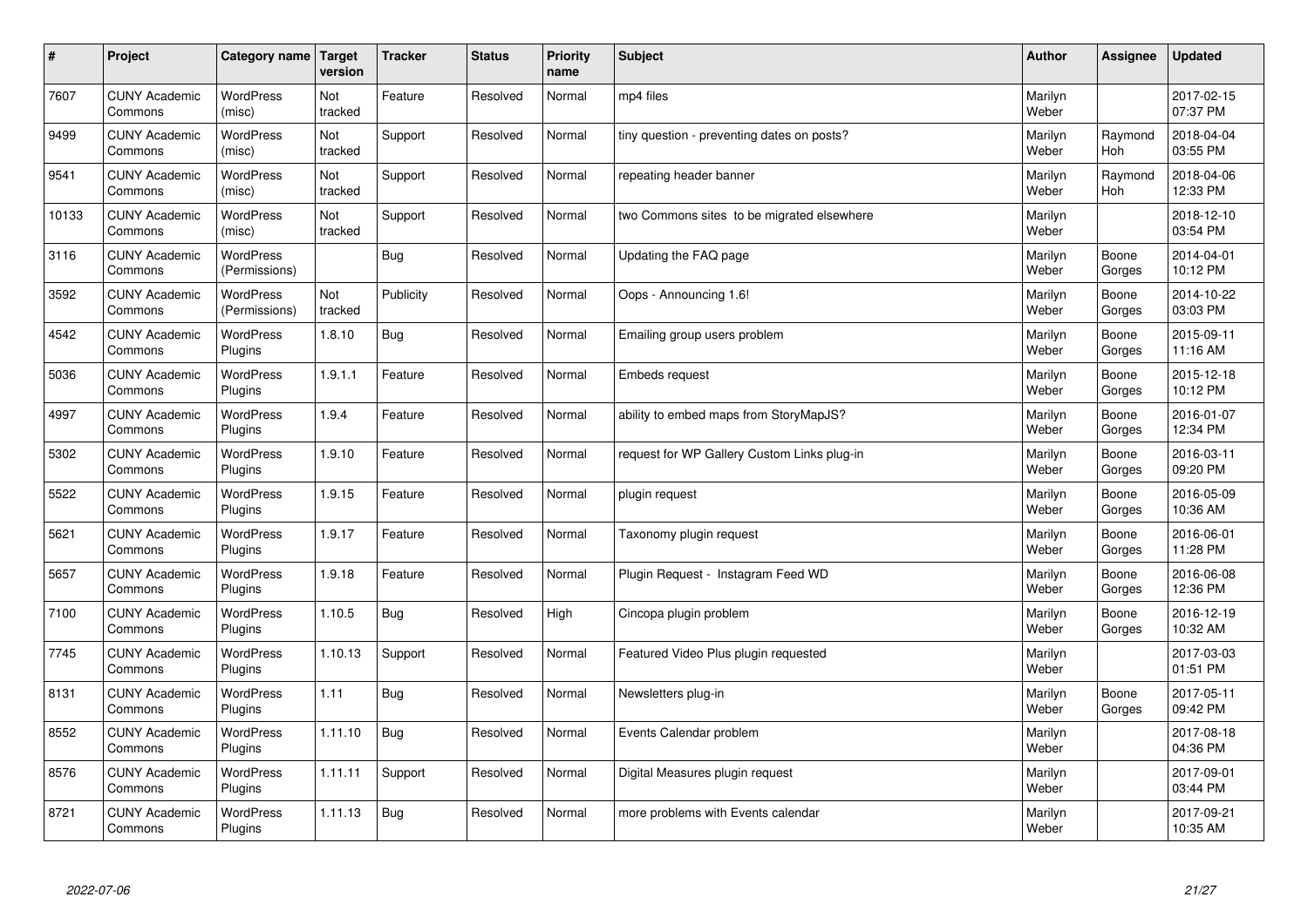| # | Project | Category name | Target version | Tracker | Status | Priority name | Subject | Author | Assignee | Updated |
|---|---|---|---|---|---|---|---|---|---|---|
| 7607 | CUNY Academic Commons | WordPress (misc) | Not tracked | Feature | Resolved | Normal | mp4 files | Marilyn Weber | | 2017-02-15 07:37 PM |
| 9499 | CUNY Academic Commons | WordPress (misc) | Not tracked | Support | Resolved | Normal | tiny question - preventing dates on posts? | Marilyn Weber | Raymond Hoh | 2018-04-04 03:55 PM |
| 9541 | CUNY Academic Commons | WordPress (misc) | Not tracked | Support | Resolved | Normal | repeating header banner | Marilyn Weber | Raymond Hoh | 2018-04-06 12:33 PM |
| 10133 | CUNY Academic Commons | WordPress (misc) | Not tracked | Support | Resolved | Normal | two Commons sites to be migrated elsewhere | Marilyn Weber | | 2018-12-10 03:54 PM |
| 3116 | CUNY Academic Commons | WordPress (Permissions) | | Bug | Resolved | Normal | Updating the FAQ page | Marilyn Weber | Boone Gorges | 2014-04-01 10:12 PM |
| 3592 | CUNY Academic Commons | WordPress (Permissions) | Not tracked | Publicity | Resolved | Normal | Oops - Announcing 1.6! | Marilyn Weber | Boone Gorges | 2014-10-22 03:03 PM |
| 4542 | CUNY Academic Commons | WordPress Plugins | 1.8.10 | Bug | Resolved | Normal | Emailing group users problem | Marilyn Weber | Boone Gorges | 2015-09-11 11:16 AM |
| 5036 | CUNY Academic Commons | WordPress Plugins | 1.9.1.1 | Feature | Resolved | Normal | Embeds request | Marilyn Weber | Boone Gorges | 2015-12-18 10:12 PM |
| 4997 | CUNY Academic Commons | WordPress Plugins | 1.9.4 | Feature | Resolved | Normal | ability to embed maps from StoryMapJS? | Marilyn Weber | Boone Gorges | 2016-01-07 12:34 PM |
| 5302 | CUNY Academic Commons | WordPress Plugins | 1.9.10 | Feature | Resolved | Normal | request for WP Gallery Custom Links plug-in | Marilyn Weber | Boone Gorges | 2016-03-11 09:20 PM |
| 5522 | CUNY Academic Commons | WordPress Plugins | 1.9.15 | Feature | Resolved | Normal | plugin request | Marilyn Weber | Boone Gorges | 2016-05-09 10:36 AM |
| 5621 | CUNY Academic Commons | WordPress Plugins | 1.9.17 | Feature | Resolved | Normal | Taxonomy plugin request | Marilyn Weber | Boone Gorges | 2016-06-01 11:28 PM |
| 5657 | CUNY Academic Commons | WordPress Plugins | 1.9.18 | Feature | Resolved | Normal | Plugin Request - Instagram Feed WD | Marilyn Weber | Boone Gorges | 2016-06-08 12:36 PM |
| 7100 | CUNY Academic Commons | WordPress Plugins | 1.10.5 | Bug | Resolved | High | Cincopa plugin problem | Marilyn Weber | Boone Gorges | 2016-12-19 10:32 AM |
| 7745 | CUNY Academic Commons | WordPress Plugins | 1.10.13 | Support | Resolved | Normal | Featured Video Plus plugin requested | Marilyn Weber | | 2017-03-03 01:51 PM |
| 8131 | CUNY Academic Commons | WordPress Plugins | 1.11 | Bug | Resolved | Normal | Newsletters plug-in | Marilyn Weber | Boone Gorges | 2017-05-11 09:42 PM |
| 8552 | CUNY Academic Commons | WordPress Plugins | 1.11.10 | Bug | Resolved | Normal | Events Calendar problem | Marilyn Weber | | 2017-08-18 04:36 PM |
| 8576 | CUNY Academic Commons | WordPress Plugins | 1.11.11 | Support | Resolved | Normal | Digital Measures plugin request | Marilyn Weber | | 2017-09-01 03:44 PM |
| 8721 | CUNY Academic Commons | WordPress Plugins | 1.11.13 | Bug | Resolved | Normal | more problems with Events calendar | Marilyn Weber | | 2017-09-21 10:35 AM |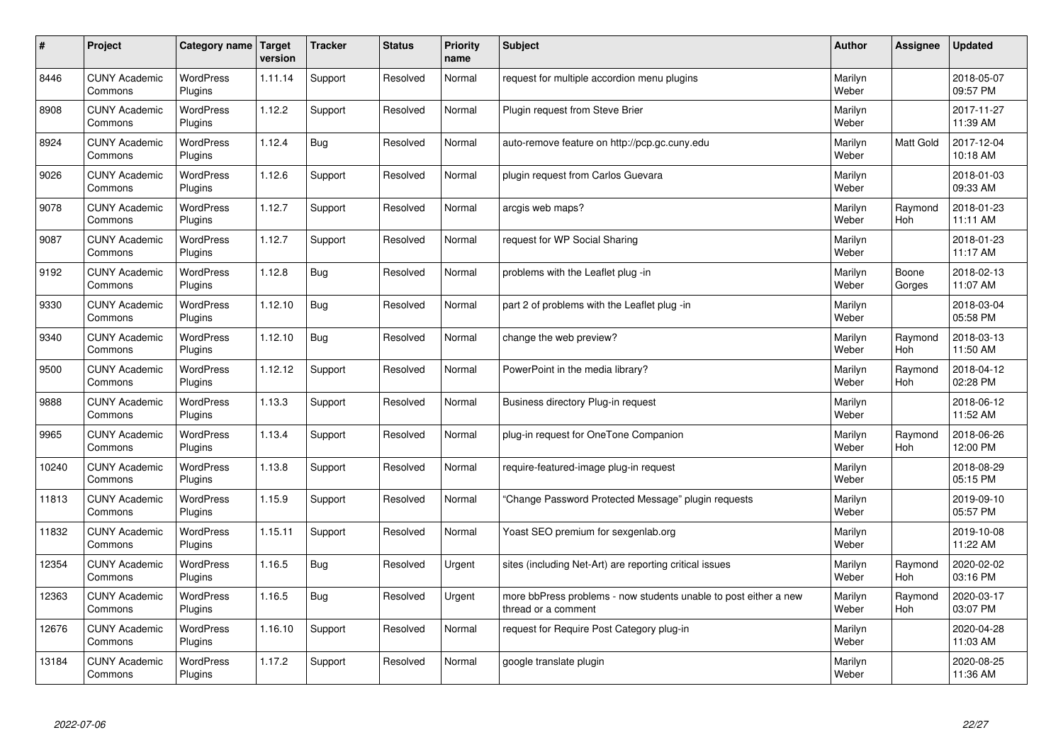| # | Project | Category name | Target version | Tracker | Status | Priority name | Subject | Author | Assignee | Updated |
|---|---|---|---|---|---|---|---|---|---|---|
| 8446 | CUNY Academic Commons | WordPress Plugins | 1.11.14 | Support | Resolved | Normal | request for multiple accordion menu plugins | Marilyn Weber | | 2018-05-07 09:57 PM |
| 8908 | CUNY Academic Commons | WordPress Plugins | 1.12.2 | Support | Resolved | Normal | Plugin request from Steve Brier | Marilyn Weber | | 2017-11-27 11:39 AM |
| 8924 | CUNY Academic Commons | WordPress Plugins | 1.12.4 | Bug | Resolved | Normal | auto-remove feature on http://pcp.gc.cuny.edu | Marilyn Weber | Matt Gold | 2017-12-04 10:18 AM |
| 9026 | CUNY Academic Commons | WordPress Plugins | 1.12.6 | Support | Resolved | Normal | plugin request from Carlos Guevara | Marilyn Weber | | 2018-01-03 09:33 AM |
| 9078 | CUNY Academic Commons | WordPress Plugins | 1.12.7 | Support | Resolved | Normal | arcgis web maps? | Marilyn Weber | Raymond Hoh | 2018-01-23 11:11 AM |
| 9087 | CUNY Academic Commons | WordPress Plugins | 1.12.7 | Support | Resolved | Normal | request for WP Social Sharing | Marilyn Weber | | 2018-01-23 11:17 AM |
| 9192 | CUNY Academic Commons | WordPress Plugins | 1.12.8 | Bug | Resolved | Normal | problems with the Leaflet plug -in | Marilyn Weber | Boone Gorges | 2018-02-13 11:07 AM |
| 9330 | CUNY Academic Commons | WordPress Plugins | 1.12.10 | Bug | Resolved | Normal | part 2 of problems with the Leaflet plug -in | Marilyn Weber | | 2018-03-04 05:58 PM |
| 9340 | CUNY Academic Commons | WordPress Plugins | 1.12.10 | Bug | Resolved | Normal | change the web preview? | Marilyn Weber | Raymond Hoh | 2018-03-13 11:50 AM |
| 9500 | CUNY Academic Commons | WordPress Plugins | 1.12.12 | Support | Resolved | Normal | PowerPoint in the media library? | Marilyn Weber | Raymond Hoh | 2018-04-12 02:28 PM |
| 9888 | CUNY Academic Commons | WordPress Plugins | 1.13.3 | Support | Resolved | Normal | Business directory Plug-in request | Marilyn Weber | | 2018-06-12 11:52 AM |
| 9965 | CUNY Academic Commons | WordPress Plugins | 1.13.4 | Support | Resolved | Normal | plug-in request for OneTone Companion | Marilyn Weber | Raymond Hoh | 2018-06-26 12:00 PM |
| 10240 | CUNY Academic Commons | WordPress Plugins | 1.13.8 | Support | Resolved | Normal | require-featured-image plug-in request | Marilyn Weber | | 2018-08-29 05:15 PM |
| 11813 | CUNY Academic Commons | WordPress Plugins | 1.15.9 | Support | Resolved | Normal | "Change Password Protected Message" plugin requests | Marilyn Weber | | 2019-09-10 05:57 PM |
| 11832 | CUNY Academic Commons | WordPress Plugins | 1.15.11 | Support | Resolved | Normal | Yoast SEO premium for sexgenlab.org | Marilyn Weber | | 2019-10-08 11:22 AM |
| 12354 | CUNY Academic Commons | WordPress Plugins | 1.16.5 | Bug | Resolved | Urgent | sites (including Net-Art) are reporting critical issues | Marilyn Weber | Raymond Hoh | 2020-02-02 03:16 PM |
| 12363 | CUNY Academic Commons | WordPress Plugins | 1.16.5 | Bug | Resolved | Urgent | more bbPress problems - now students unable to post either a new thread or a comment | Marilyn Weber | Raymond Hoh | 2020-03-17 03:07 PM |
| 12676 | CUNY Academic Commons | WordPress Plugins | 1.16.10 | Support | Resolved | Normal | request for Require Post Category plug-in | Marilyn Weber | | 2020-04-28 11:03 AM |
| 13184 | CUNY Academic Commons | WordPress Plugins | 1.17.2 | Support | Resolved | Normal | google translate plugin | Marilyn Weber | | 2020-08-25 11:36 AM |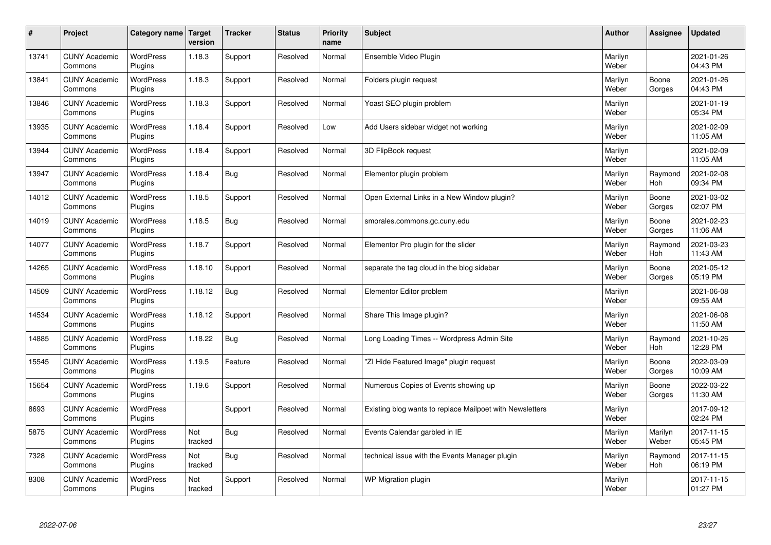| # | Project | Category name | Target version | Tracker | Status | Priority name | Subject | Author | Assignee | Updated |
|---|---|---|---|---|---|---|---|---|---|---|
| 13741 | CUNY Academic Commons | WordPress Plugins | 1.18.3 | Support | Resolved | Normal | Ensemble Video Plugin | Marilyn Weber | | 2021-01-26 04:43 PM |
| 13841 | CUNY Academic Commons | WordPress Plugins | 1.18.3 | Support | Resolved | Normal | Folders plugin request | Marilyn Weber | Boone Gorges | 2021-01-26 04:43 PM |
| 13846 | CUNY Academic Commons | WordPress Plugins | 1.18.3 | Support | Resolved | Normal | Yoast SEO plugin problem | Marilyn Weber | | 2021-01-19 05:34 PM |
| 13935 | CUNY Academic Commons | WordPress Plugins | 1.18.4 | Support | Resolved | Low | Add Users sidebar widget not working | Marilyn Weber | | 2021-02-09 11:05 AM |
| 13944 | CUNY Academic Commons | WordPress Plugins | 1.18.4 | Support | Resolved | Normal | 3D FlipBook request | Marilyn Weber | | 2021-02-09 11:05 AM |
| 13947 | CUNY Academic Commons | WordPress Plugins | 1.18.4 | Bug | Resolved | Normal | Elementor plugin problem | Marilyn Weber | Raymond Hoh | 2021-02-08 09:34 PM |
| 14012 | CUNY Academic Commons | WordPress Plugins | 1.18.5 | Support | Resolved | Normal | Open External Links in a New Window plugin? | Marilyn Weber | Boone Gorges | 2021-03-02 02:07 PM |
| 14019 | CUNY Academic Commons | WordPress Plugins | 1.18.5 | Bug | Resolved | Normal | smorales.commons.gc.cuny.edu | Marilyn Weber | Boone Gorges | 2021-02-23 11:06 AM |
| 14077 | CUNY Academic Commons | WordPress Plugins | 1.18.7 | Support | Resolved | Normal | Elementor Pro plugin for the slider | Marilyn Weber | Raymond Hoh | 2021-03-23 11:43 AM |
| 14265 | CUNY Academic Commons | WordPress Plugins | 1.18.10 | Support | Resolved | Normal | separate the tag cloud in the blog sidebar | Marilyn Weber | Boone Gorges | 2021-05-12 05:19 PM |
| 14509 | CUNY Academic Commons | WordPress Plugins | 1.18.12 | Bug | Resolved | Normal | Elementor Editor problem | Marilyn Weber | | 2021-06-08 09:55 AM |
| 14534 | CUNY Academic Commons | WordPress Plugins | 1.18.12 | Support | Resolved | Normal | Share This Image plugin? | Marilyn Weber | | 2021-06-08 11:50 AM |
| 14885 | CUNY Academic Commons | WordPress Plugins | 1.18.22 | Bug | Resolved | Normal | Long Loading Times -- Wordpress Admin Site | Marilyn Weber | Raymond Hoh | 2021-10-26 12:28 PM |
| 15545 | CUNY Academic Commons | WordPress Plugins | 1.19.5 | Feature | Resolved | Normal | "ZI Hide Featured Image" plugin request | Marilyn Weber | Boone Gorges | 2022-03-09 10:09 AM |
| 15654 | CUNY Academic Commons | WordPress Plugins | 1.19.6 | Support | Resolved | Normal | Numerous Copies of Events showing up | Marilyn Weber | Boone Gorges | 2022-03-22 11:30 AM |
| 8693 | CUNY Academic Commons | WordPress Plugins | | Support | Resolved | Normal | Existing blog wants to replace Mailpoet with Newsletters | Marilyn Weber | | 2017-09-12 02:24 PM |
| 5875 | CUNY Academic Commons | WordPress Plugins | Not tracked | Bug | Resolved | Normal | Events Calendar garbled in IE | Marilyn Weber | Marilyn Weber | 2017-11-15 05:45 PM |
| 7328 | CUNY Academic Commons | WordPress Plugins | Not tracked | Bug | Resolved | Normal | technical issue with the Events Manager plugin | Marilyn Weber | Raymond Hoh | 2017-11-15 06:19 PM |
| 8308 | CUNY Academic Commons | WordPress Plugins | Not tracked | Support | Resolved | Normal | WP Migration plugin | Marilyn Weber | | 2017-11-15 01:27 PM |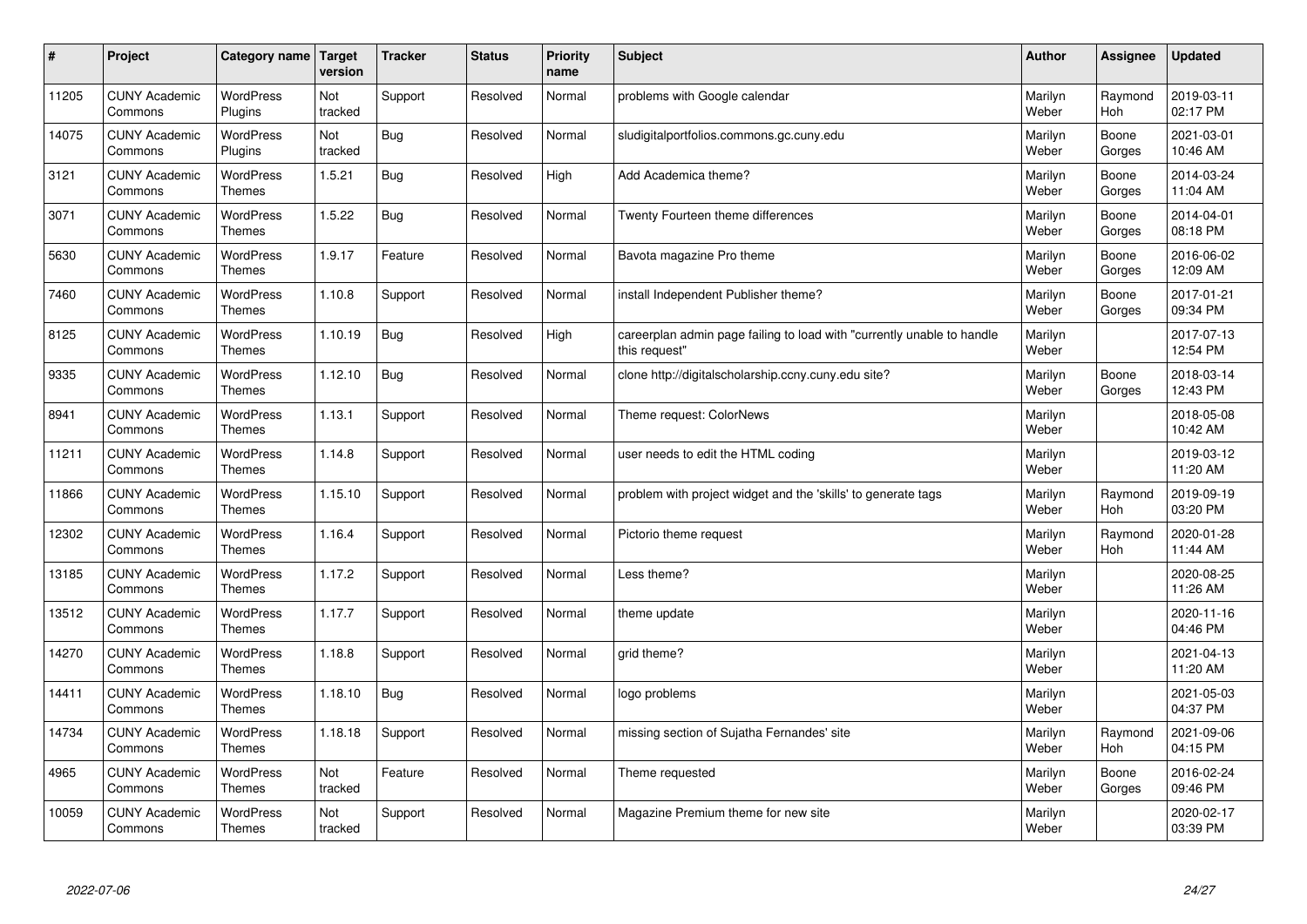| # | Project | Category name | Target version | Tracker | Status | Priority name | Subject | Author | Assignee | Updated |
|---|---|---|---|---|---|---|---|---|---|---|
| 11205 | CUNY Academic Commons | WordPress Plugins | Not tracked | Support | Resolved | Normal | problems with Google calendar | Marilyn Weber | Raymond Hoh | 2019-03-11 02:17 PM |
| 14075 | CUNY Academic Commons | WordPress Plugins | Not tracked | Bug | Resolved | Normal | sludigitalportfolios.commons.gc.cuny.edu | Marilyn Weber | Boone Gorges | 2021-03-01 10:46 AM |
| 3121 | CUNY Academic Commons | WordPress Themes | 1.5.21 | Bug | Resolved | High | Add Academica theme? | Marilyn Weber | Boone Gorges | 2014-03-24 11:04 AM |
| 3071 | CUNY Academic Commons | WordPress Themes | 1.5.22 | Bug | Resolved | Normal | Twenty Fourteen theme differences | Marilyn Weber | Boone Gorges | 2014-04-01 08:18 PM |
| 5630 | CUNY Academic Commons | WordPress Themes | 1.9.17 | Feature | Resolved | Normal | Bavota magazine Pro theme | Marilyn Weber | Boone Gorges | 2016-06-02 12:09 AM |
| 7460 | CUNY Academic Commons | WordPress Themes | 1.10.8 | Support | Resolved | Normal | install Independent Publisher theme? | Marilyn Weber | Boone Gorges | 2017-01-21 09:34 PM |
| 8125 | CUNY Academic Commons | WordPress Themes | 1.10.19 | Bug | Resolved | High | careerplan admin page failing to load with "currently unable to handle this request" | Marilyn Weber | | 2017-07-13 12:54 PM |
| 9335 | CUNY Academic Commons | WordPress Themes | 1.12.10 | Bug | Resolved | Normal | clone http://digitalscholarship.ccny.cuny.edu site? | Marilyn Weber | Boone Gorges | 2018-03-14 12:43 PM |
| 8941 | CUNY Academic Commons | WordPress Themes | 1.13.1 | Support | Resolved | Normal | Theme request: ColorNews | Marilyn Weber | | 2018-05-08 10:42 AM |
| 11211 | CUNY Academic Commons | WordPress Themes | 1.14.8 | Support | Resolved | Normal | user needs to edit the HTML coding | Marilyn Weber | | 2019-03-12 11:20 AM |
| 11866 | CUNY Academic Commons | WordPress Themes | 1.15.10 | Support | Resolved | Normal | problem with project widget and the 'skills' to generate tags | Marilyn Weber | Raymond Hoh | 2019-09-19 03:20 PM |
| 12302 | CUNY Academic Commons | WordPress Themes | 1.16.4 | Support | Resolved | Normal | Pictorio theme request | Marilyn Weber | Raymond Hoh | 2020-01-28 11:44 AM |
| 13185 | CUNY Academic Commons | WordPress Themes | 1.17.2 | Support | Resolved | Normal | Less theme? | Marilyn Weber | | 2020-08-25 11:26 AM |
| 13512 | CUNY Academic Commons | WordPress Themes | 1.17.7 | Support | Resolved | Normal | theme update | Marilyn Weber | | 2020-11-16 04:46 PM |
| 14270 | CUNY Academic Commons | WordPress Themes | 1.18.8 | Support | Resolved | Normal | grid theme? | Marilyn Weber | | 2021-04-13 11:20 AM |
| 14411 | CUNY Academic Commons | WordPress Themes | 1.18.10 | Bug | Resolved | Normal | logo problems | Marilyn Weber | | 2021-05-03 04:37 PM |
| 14734 | CUNY Academic Commons | WordPress Themes | 1.18.18 | Support | Resolved | Normal | missing section of Sujatha Fernandes' site | Marilyn Weber | Raymond Hoh | 2021-09-06 04:15 PM |
| 4965 | CUNY Academic Commons | WordPress Themes | Not tracked | Feature | Resolved | Normal | Theme requested | Marilyn Weber | Boone Gorges | 2016-02-24 09:46 PM |
| 10059 | CUNY Academic Commons | WordPress Themes | Not tracked | Support | Resolved | Normal | Magazine Premium theme for new site | Marilyn Weber | | 2020-02-17 03:39 PM |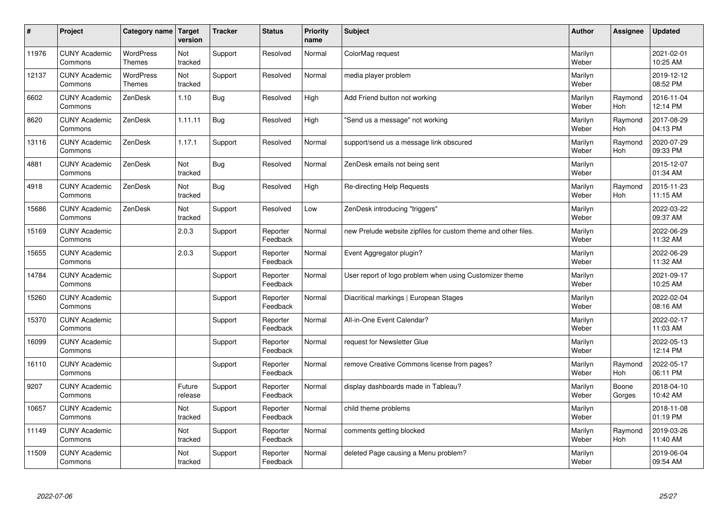| # | Project | Category name | Target version | Tracker | Status | Priority name | Subject | Author | Assignee | Updated |
|---|---|---|---|---|---|---|---|---|---|---|
| 11976 | CUNY Academic Commons | WordPress Themes | Not tracked | Support | Resolved | Normal | ColorMag request | Marilyn Weber | | 2021-02-01 10:25 AM |
| 12137 | CUNY Academic Commons | WordPress Themes | Not tracked | Support | Resolved | Normal | media player problem | Marilyn Weber | | 2019-12-12 08:52 PM |
| 6602 | CUNY Academic Commons | ZenDesk | 1.10 | Bug | Resolved | High | Add Friend button not working | Marilyn Weber | Raymond Hoh | 2016-11-04 12:14 PM |
| 8620 | CUNY Academic Commons | ZenDesk | 1.11.11 | Bug | Resolved | High | "Send us a message" not working | Marilyn Weber | Raymond Hoh | 2017-08-29 04:13 PM |
| 13116 | CUNY Academic Commons | ZenDesk | 1.17.1 | Support | Resolved | Normal | support/send us a message link obscured | Marilyn Weber | Raymond Hoh | 2020-07-29 09:33 PM |
| 4881 | CUNY Academic Commons | ZenDesk | Not tracked | Bug | Resolved | Normal | ZenDesk emails not being sent | Marilyn Weber | | 2015-12-07 01:34 AM |
| 4918 | CUNY Academic Commons | ZenDesk | Not tracked | Bug | Resolved | High | Re-directing Help Requests | Marilyn Weber | Raymond Hoh | 2015-11-23 11:15 AM |
| 15686 | CUNY Academic Commons | ZenDesk | Not tracked | Support | Resolved | Low | ZenDesk introducing "triggers" | Marilyn Weber | | 2022-03-22 09:37 AM |
| 15169 | CUNY Academic Commons | | 2.0.3 | Support | Reporter Feedback | Normal | new Prelude website zipfiles for custom theme and other files. | Marilyn Weber | | 2022-06-29 11:32 AM |
| 15655 | CUNY Academic Commons | | 2.0.3 | Support | Reporter Feedback | Normal | Event Aggregator plugin? | Marilyn Weber | | 2022-06-29 11:32 AM |
| 14784 | CUNY Academic Commons | | | Support | Reporter Feedback | Normal | User report of logo problem when using Customizer theme | Marilyn Weber | | 2021-09-17 10:25 AM |
| 15260 | CUNY Academic Commons | | | Support | Reporter Feedback | Normal | Diacritical markings \| European Stages | Marilyn Weber | | 2022-02-04 08:16 AM |
| 15370 | CUNY Academic Commons | | | Support | Reporter Feedback | Normal | All-in-One Event Calendar? | Marilyn Weber | | 2022-02-17 11:03 AM |
| 16099 | CUNY Academic Commons | | | Support | Reporter Feedback | Normal | request for Newsletter Glue | Marilyn Weber | | 2022-05-13 12:14 PM |
| 16110 | CUNY Academic Commons | | | Support | Reporter Feedback | Normal | remove Creative Commons license from pages? | Marilyn Weber | Raymond Hoh | 2022-05-17 06:11 PM |
| 9207 | CUNY Academic Commons | | Future release | Support | Reporter Feedback | Normal | display dashboards made in Tableau? | Marilyn Weber | Boone Gorges | 2018-04-10 10:42 AM |
| 10657 | CUNY Academic Commons | | Not tracked | Support | Reporter Feedback | Normal | child theme problems | Marilyn Weber | | 2018-11-08 01:19 PM |
| 11149 | CUNY Academic Commons | | Not tracked | Support | Reporter Feedback | Normal | comments getting blocked | Marilyn Weber | Raymond Hoh | 2019-03-26 11:40 AM |
| 11509 | CUNY Academic Commons | | Not tracked | Support | Reporter Feedback | Normal | deleted Page causing a Menu problem? | Marilyn Weber | | 2019-06-04 09:54 AM |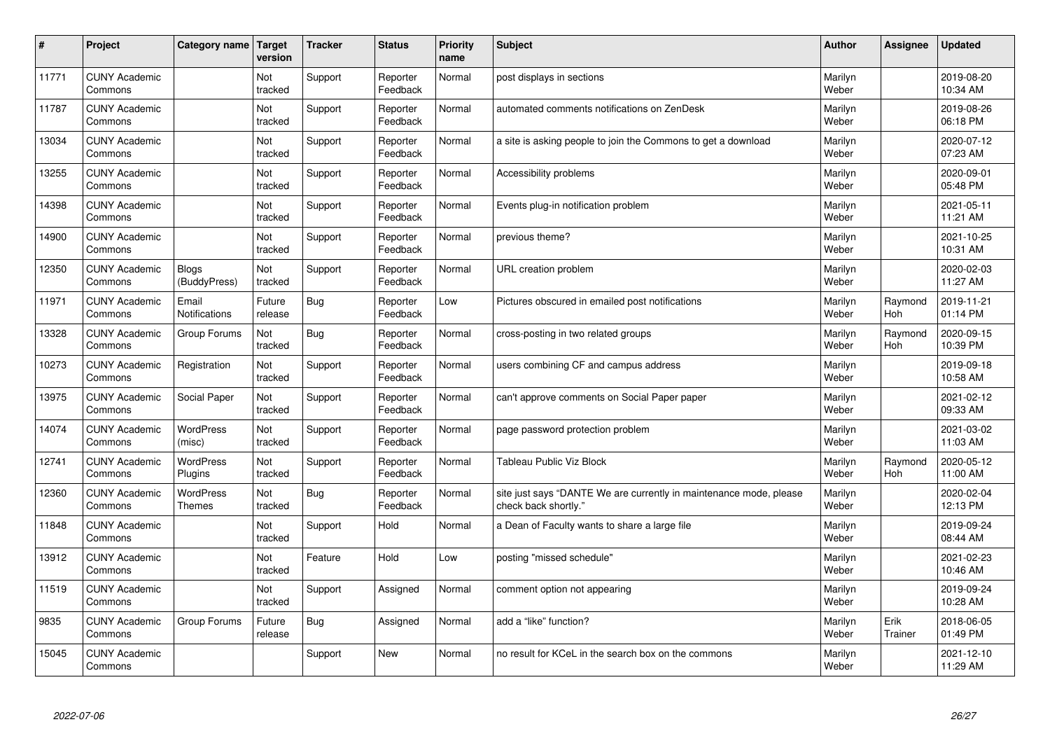| # | Project | Category name | Target version | Tracker | Status | Priority name | Subject | Author | Assignee | Updated |
|---|---|---|---|---|---|---|---|---|---|---|
| 11771 | CUNY Academic Commons | | Not tracked | Support | Reporter Feedback | Normal | post displays in sections | Marilyn Weber | | 2019-08-20 10:34 AM |
| 11787 | CUNY Academic Commons | | Not tracked | Support | Reporter Feedback | Normal | automated comments notifications on ZenDesk | Marilyn Weber | | 2019-08-26 06:18 PM |
| 13034 | CUNY Academic Commons | | Not tracked | Support | Reporter Feedback | Normal | a site is asking people to join the Commons to get a download | Marilyn Weber | | 2020-07-12 07:23 AM |
| 13255 | CUNY Academic Commons | | Not tracked | Support | Reporter Feedback | Normal | Accessibility problems | Marilyn Weber | | 2020-09-01 05:48 PM |
| 14398 | CUNY Academic Commons | | Not tracked | Support | Reporter Feedback | Normal | Events plug-in notification problem | Marilyn Weber | | 2021-05-11 11:21 AM |
| 14900 | CUNY Academic Commons | | Not tracked | Support | Reporter Feedback | Normal | previous theme? | Marilyn Weber | | 2021-10-25 10:31 AM |
| 12350 | CUNY Academic Commons | Blogs (BuddyPress) | Not tracked | Support | Reporter Feedback | Normal | URL creation problem | Marilyn Weber | | 2020-02-03 11:27 AM |
| 11971 | CUNY Academic Commons | Email Notifications | Future release | Bug | Reporter Feedback | Low | Pictures obscured in emailed post notifications | Marilyn Weber | Raymond Hoh | 2019-11-21 01:14 PM |
| 13328 | CUNY Academic Commons | Group Forums | Not tracked | Bug | Reporter Feedback | Normal | cross-posting in two related groups | Marilyn Weber | Raymond Hoh | 2020-09-15 10:39 PM |
| 10273 | CUNY Academic Commons | Registration | Not tracked | Support | Reporter Feedback | Normal | users combining CF and campus address | Marilyn Weber | | 2019-09-18 10:58 AM |
| 13975 | CUNY Academic Commons | Social Paper | Not tracked | Support | Reporter Feedback | Normal | can't approve comments on Social Paper paper | Marilyn Weber | | 2021-02-12 09:33 AM |
| 14074 | CUNY Academic Commons | WordPress (misc) | Not tracked | Support | Reporter Feedback | Normal | page password protection problem | Marilyn Weber | | 2021-03-02 11:03 AM |
| 12741 | CUNY Academic Commons | WordPress Plugins | Not tracked | Support | Reporter Feedback | Normal | Tableau Public Viz Block | Marilyn Weber | Raymond Hoh | 2020-05-12 11:00 AM |
| 12360 | CUNY Academic Commons | WordPress Themes | Not tracked | Bug | Reporter Feedback | Normal | site just says "DANTE We are currently in maintenance mode, please check back shortly." | Marilyn Weber | | 2020-02-04 12:13 PM |
| 11848 | CUNY Academic Commons | | Not tracked | Support | Hold | Normal | a Dean of Faculty wants to share a large file | Marilyn Weber | | 2019-09-24 08:44 AM |
| 13912 | CUNY Academic Commons | | Not tracked | Feature | Hold | Low | posting "missed schedule" | Marilyn Weber | | 2021-02-23 10:46 AM |
| 11519 | CUNY Academic Commons | | Not tracked | Support | Assigned | Normal | comment option not appearing | Marilyn Weber | | 2019-09-24 10:28 AM |
| 9835 | CUNY Academic Commons | Group Forums | Future release | Bug | Assigned | Normal | add a "like" function? | Marilyn Weber | Erik Trainer | 2018-06-05 01:49 PM |
| 15045 | CUNY Academic Commons | | | Support | New | Normal | no result for KCeL in the search box on the commons | Marilyn Weber | | 2021-12-10 11:29 AM |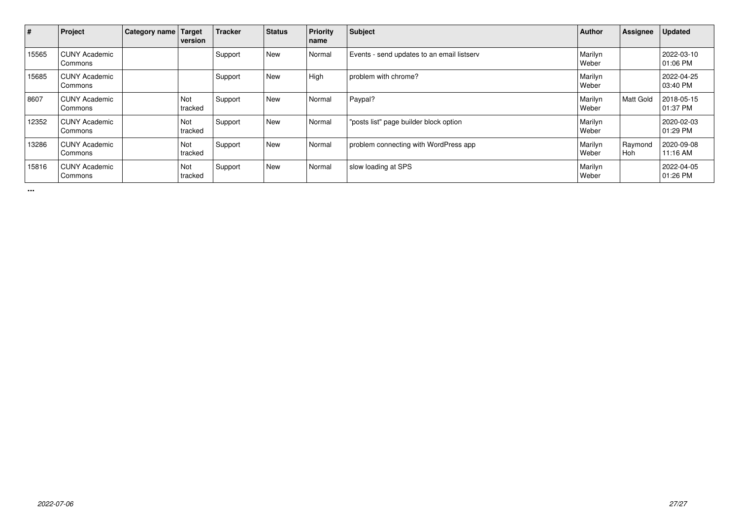| # | Project | Category name | Target version | Tracker | Status | Priority name | Subject | Author | Assignee | Updated |
|---|---|---|---|---|---|---|---|---|---|---|
| 15565 | CUNY Academic Commons | | | Support | New | Normal | Events - send updates to an email listserv | Marilyn Weber | | 2022-03-10 01:06 PM |
| 15685 | CUNY Academic Commons | | | Support | New | High | problem with chrome? | Marilyn Weber | | 2022-04-25 03:40 PM |
| 8607 | CUNY Academic Commons | | Not tracked | Support | New | Normal | Paypal? | Marilyn Weber | Matt Gold | 2018-05-15 01:37 PM |
| 12352 | CUNY Academic Commons | | Not tracked | Support | New | Normal | "posts list" page builder block option | Marilyn Weber | | 2020-02-03 01:29 PM |
| 13286 | CUNY Academic Commons | | Not tracked | Support | New | Normal | problem connecting with WordPress app | Marilyn Weber | Raymond Hoh | 2020-09-08 11:16 AM |
| 15816 | CUNY Academic Commons | | Not tracked | Support | New | Normal | slow loading at SPS | Marilyn Weber | | 2022-04-05 01:26 PM |

...